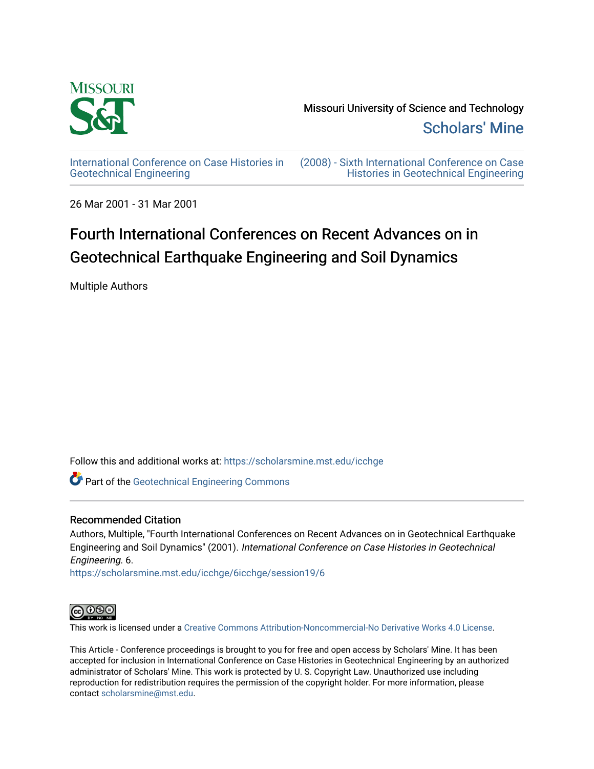Missouri University of Science and Technology

Scholars' Mine

International Conference on Case Histories in Geotechnical Engineering

(2008) - Sixth International Conference on Case Histories in Geotechnical Engineering

26 Mar 2001 - 31 Mar 2001

# Fourth International Conferences on Recent Advances on in Geotechnical Earthquake Engineering and Soil Dynamics

Multiple Authors

Follow this and additional works at: https://scholarsmine.mst.edu/icchge

Part of the Geotechnical Engineering Commons

## Recommended Citation

Authors, Multiple, "Fourth International Conferences on Recent Advances on in Geotechnical Earthquake Engineering and Soil Dynamics" (2001). *International Conference on Case Histories in Geotechnical Engineering*. 6.
https://scholarsmine.mst.edu/icchge/6icchge/session19/6

This work is licensed under a Creative Commons Attribution-Noncommercial-No Derivative Works 4.0 License.

This Article - Conference proceedings is brought to you for free and open access by Scholars' Mine. It has been accepted for inclusion in International Conference on Case Histories in Geotechnical Engineering by an authorized administrator of Scholars' Mine. This work is protected by U. S. Copyright Law. Unauthorized use including reproduction for redistribution requires the permission of the copyright holder. For more information, please contact scholarsmine@mst.edu.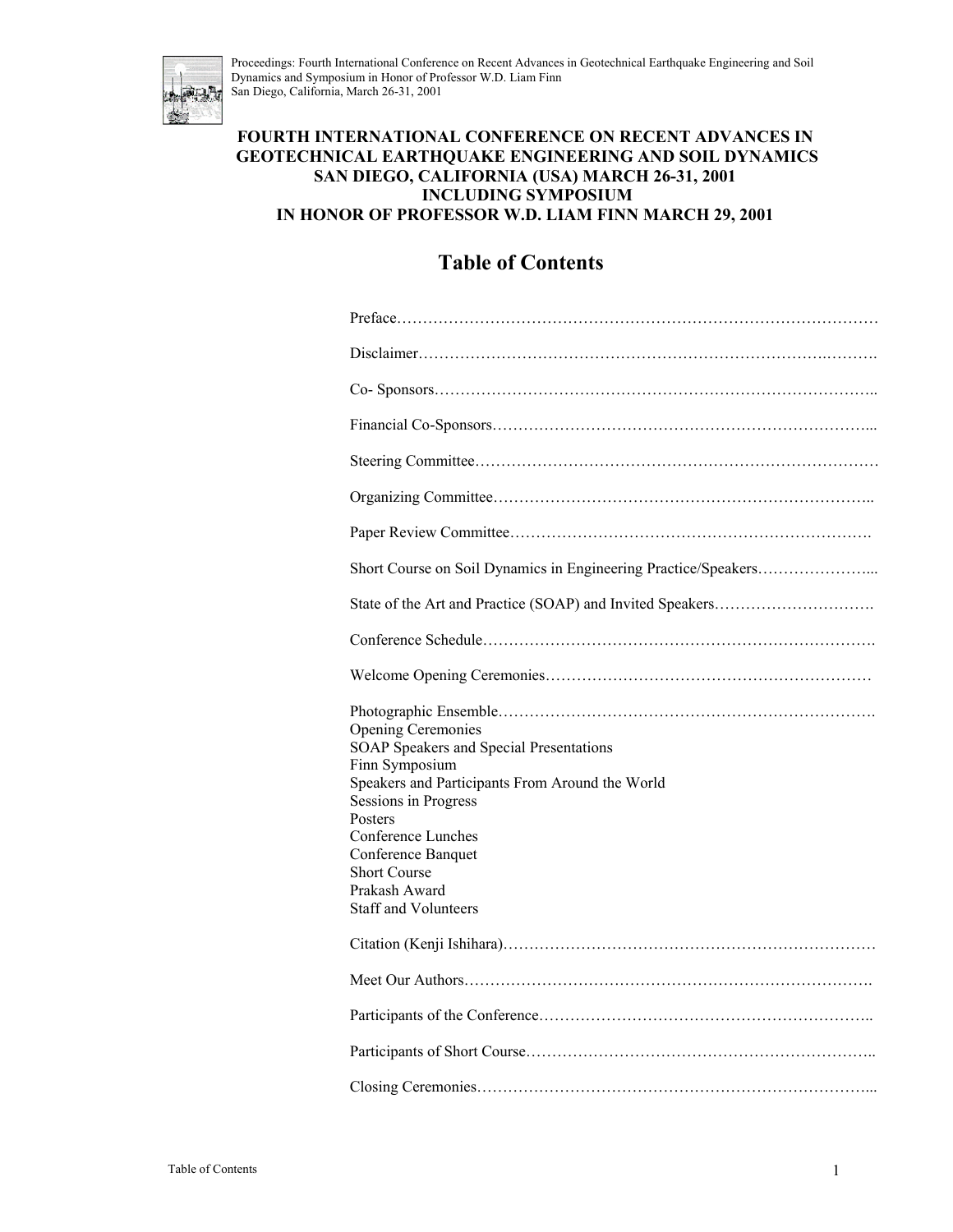**FOURTH INTERNATIONAL CONFERENCE ON RECENT ADVANCES IN GEOTECHNICAL EARTHQUAKE ENGINEERING AND SOIL DYNAMICS**
**SAN DIEGO, CALIFORNIA (USA) MARCH 26-31, 2001**
**INCLUDING SYMPOSIUM**
**IN HONOR OF PROFESSOR W.D. LIAM FINN MARCH 29, 2001**

# Table of Contents

Preface…………………………………………………………………………………

Disclaimer………………………………………………………………….……….

Co- Sponsors…………………………………………………………………………..

Financial Co-Sponsors………………………………………………………………...

Steering Committee……………………………………………………………………

Organizing Committee………………………………………………………………..

Paper Review Committee…………………………………………………………….

Short Course on Soil Dynamics in Engineering Practice/Speakers…………………...

State of the Art and Practice (SOAP) and Invited Speakers………………………….

Conference Schedule………………………………………………………………….

Welcome Opening Ceremonies………………………………………………………

Photographic Ensemble……………………………………………………………….
- Opening Ceremonies
- SOAP Speakers and Special Presentations
- Finn Symposium
- Speakers and Participants From Around the World
- Sessions in Progress
- Posters
- Conference Lunches
- Conference Banquet
- Short Course
- Prakash Award
- Staff and Volunteers

Citation (Kenji Ishihara)………………………………………………………………

Meet Our Authors…………………………………………………………………….

Participants of the Conference………………………………………………………..

Participants of Short Course…………………………………………………………..

Closing Ceremonies…………………………………………………………………...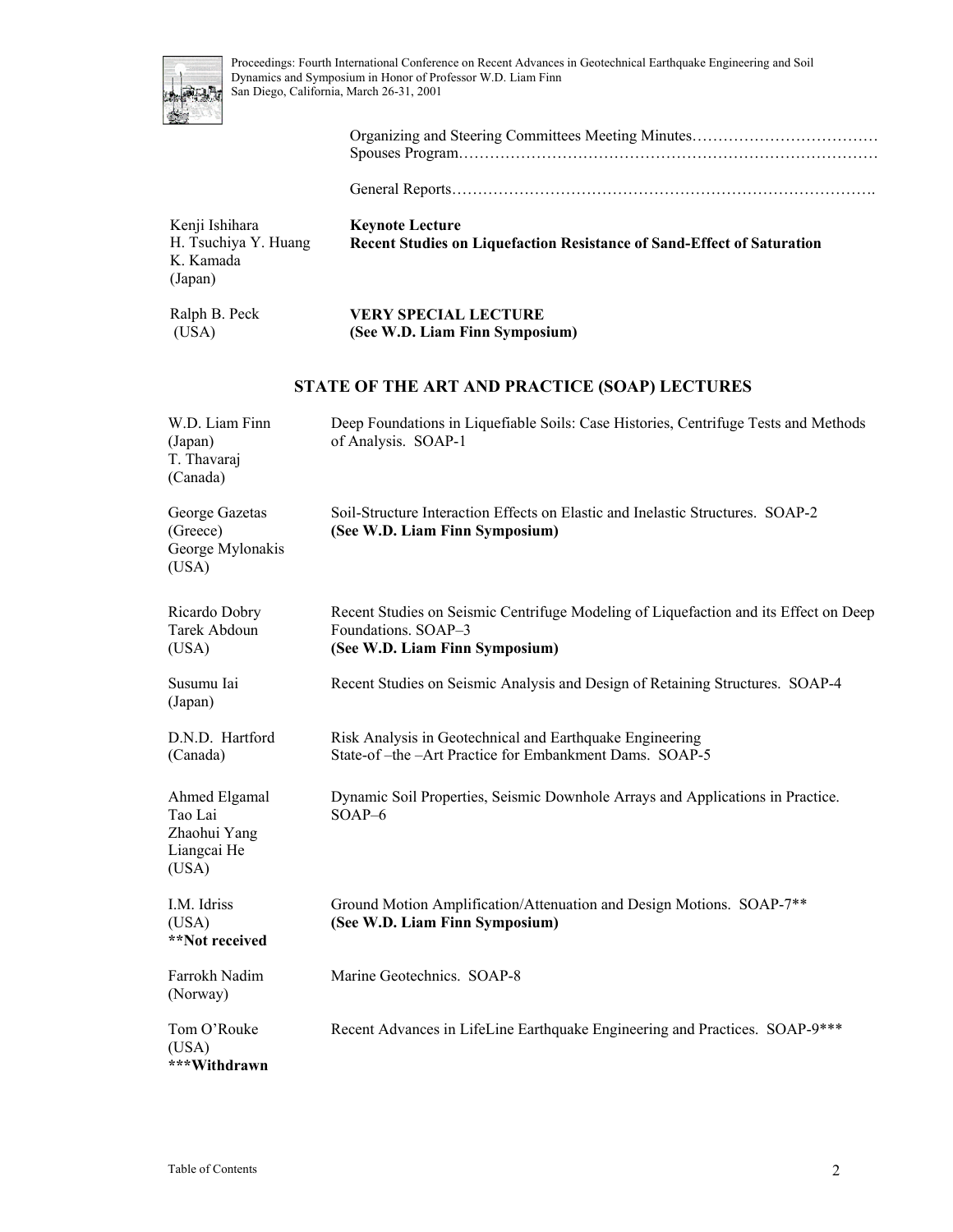Organizing and Steering Committees Meeting Minutes………………………………
Spouses Program……………………………………………………………………

General Reports…………………………………………………………………….

| | |
|---|---|
| Kenji Ishihara<br>H. Tsuchiya Y. Huang<br>K. Kamada<br>(Japan) | **Keynote Lecture**<br>**Recent Studies on Liquefaction Resistance of Sand-Effect of Saturation** |
| Ralph B. Peck<br>(USA) | **VERY SPECIAL LECTURE**<br>**(See W.D. Liam Finn Symposium)** |

## STATE OF THE ART AND PRACTICE (SOAP) LECTURES

| | |
|---|---|
| W.D. Liam Finn<br>(Japan)<br>T. Thavaraj<br>(Canada) | Deep Foundations in Liquefiable Soils: Case Histories, Centrifuge Tests and Methods of Analysis. SOAP-1 |
| George Gazetas<br>(Greece)<br>George Mylonakis<br>(USA) | Soil-Structure Interaction Effects on Elastic and Inelastic Structures. SOAP-2<br>**(See W.D. Liam Finn Symposium)** |
| Ricardo Dobry<br>Tarek Abdoun<br>(USA) | Recent Studies on Seismic Centrifuge Modeling of Liquefaction and its Effect on Deep Foundations. SOAP–3<br>**(See W.D. Liam Finn Symposium)** |
| Susumu Iai<br>(Japan) | Recent Studies on Seismic Analysis and Design of Retaining Structures. SOAP-4 |
| D.N.D. Hartford<br>(Canada) | Risk Analysis in Geotechnical and Earthquake Engineering<br>State-of –the –Art Practice for Embankment Dams. SOAP-5 |
| Ahmed Elgamal<br>Tao Lai<br>Zhaohui Yang<br>Liangcai He<br>(USA) | Dynamic Soil Properties, Seismic Downhole Arrays and Applications in Practice. SOAP–6 |
| I.M. Idriss<br>(USA)<br>**\*\*Not received** | Ground Motion Amplification/Attenuation and Design Motions. SOAP-7**<br>**(See W.D. Liam Finn Symposium)** |
| Farrokh Nadim<br>(Norway) | Marine Geotechnics. SOAP-8 |
| Tom O'Rouke<br>(USA)<br>**\*\*\*Withdrawn** | Recent Advances in LifeLine Earthquake Engineering and Practices. SOAP-9*** |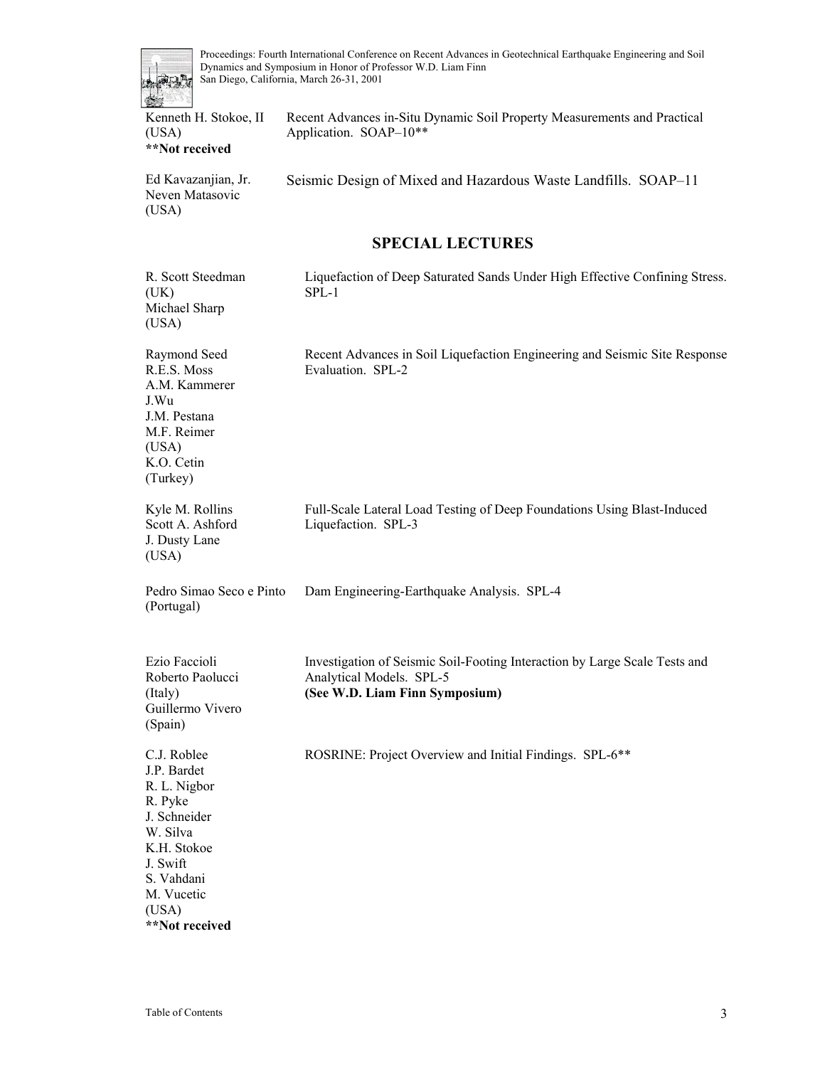Kenneth H. Stokoe, II (USA)
**\*\*Not received**

Recent Advances in-Situ Dynamic Soil Property Measurements and Practical Application. SOAP–10**

Ed Kavazanjian, Jr.
Neven Matasovic (USA)

Seismic Design of Mixed and Hazardous Waste Landfills. SOAP–11

## SPECIAL LECTURES

R. Scott Steedman (UK)
Michael Sharp (USA)

Liquefaction of Deep Saturated Sands Under High Effective Confining Stress. SPL-1

Raymond Seed
R.E.S. Moss
A.M. Kammerer
J.Wu
J.M. Pestana
M.F. Reimer (USA)
K.O. Cetin (Turkey)

Recent Advances in Soil Liquefaction Engineering and Seismic Site Response Evaluation. SPL-2

Kyle M. Rollins
Scott A. Ashford
J. Dusty Lane (USA)

Full-Scale Lateral Load Testing of Deep Foundations Using Blast-Induced Liquefaction. SPL-3

Pedro Simao Seco e Pinto (Portugal)

Dam Engineering-Earthquake Analysis. SPL-4

Ezio Faccioli
Roberto Paolucci (Italy)
Guillermo Vivero (Spain)

Investigation of Seismic Soil-Footing Interaction by Large Scale Tests and Analytical Models. SPL-5
**(See W.D. Liam Finn Symposium)**

C.J. Roblee
J.P. Bardet
R. L. Nigbor
R. Pyke
J. Schneider
W. Silva
K.H. Stokoe
J. Swift
S. Vahdani
M. Vucetic (USA)
**\*\*Not received**

ROSRINE: Project Overview and Initial Findings. SPL-6**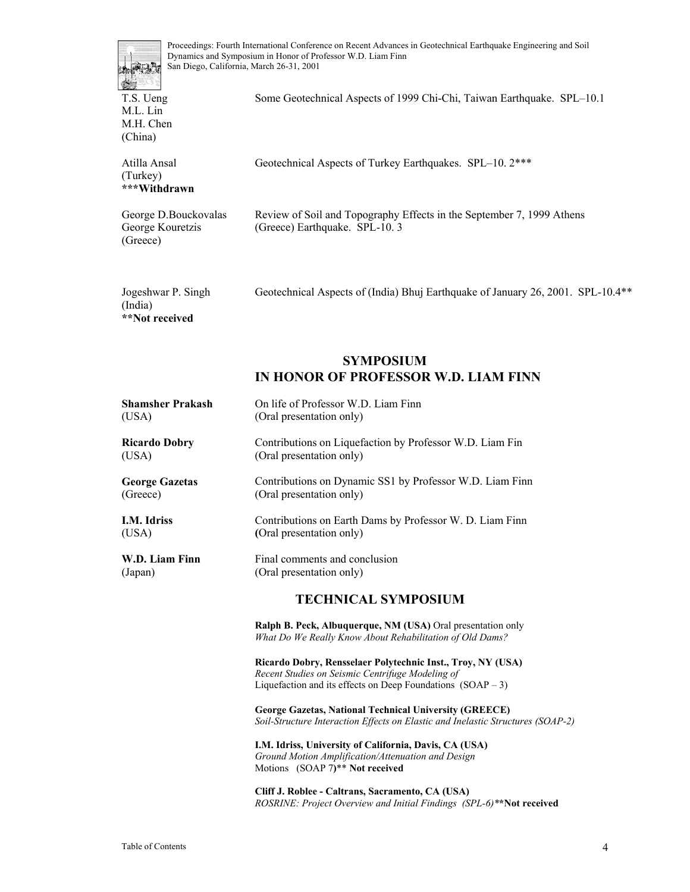T.S. Ueng
M.L. Lin
M.H. Chen
(China)

Some Geotechnical Aspects of 1999 Chi-Chi, Taiwan Earthquake. SPL–10.1

Atilla Ansal
(Turkey)
**\*\*\*Withdrawn**

Geotechnical Aspects of Turkey Earthquakes. SPL–10. 2***

George D.Bouckovalas
George Kouretzis
(Greece)

Review of Soil and Topography Effects in the September 7, 1999 Athens (Greece) Earthquake. SPL-10. 3

Jogeshwar P. Singh
(India)
**\*\*Not received**

Geotechnical Aspects of (India) Bhuj Earthquake of January 26, 2001. SPL-10.4**

## SYMPOSIUM IN HONOR OF PROFESSOR W.D. LIAM FINN

**Shamsher Prakash**
(USA)

On life of Professor W.D. Liam Finn
(Oral presentation only)

**Ricardo Dobry**
(USA)

Contributions on Liquefaction by Professor W.D. Liam Fin
(Oral presentation only)

**George Gazetas**
(Greece)

Contributions on Dynamic SS1 by Professor W.D. Liam Finn
(Oral presentation only)

**I.M. Idriss**
(USA)

Contributions on Earth Dams by Professor W. D. Liam Finn
**(**Oral presentation only)

**W.D. Liam Finn**
(Japan)

Final comments and conclusion
(Oral presentation only)

## TECHNICAL SYMPOSIUM

**Ralph B. Peck, Albuquerque, NM (USA)** Oral presentation only
*What Do We Really Know About Rehabilitation of Old Dams?*

**Ricardo Dobry, Rensselaer Polytechnic Inst., Troy, NY (USA)**
*Recent Studies on Seismic Centrifuge Modeling of*
Liquefaction and its effects on Deep Foundations (SOAP – 3)

**George Gazetas, National Technical University (GREECE)**
*Soil-Structure Interaction Effects on Elastic and Inelastic Structures (SOAP-2)*

**I.M. Idriss, University of California, Davis, CA (USA)**
*Ground Motion Amplification/Attenuation and Design*
Motions (SOAP 7**)**** **Not received**

**Cliff J. Roblee - Caltrans, Sacramento, CA (USA)**
*ROSRINE: Project Overview and Initial Findings (SPL-6)*****Not received**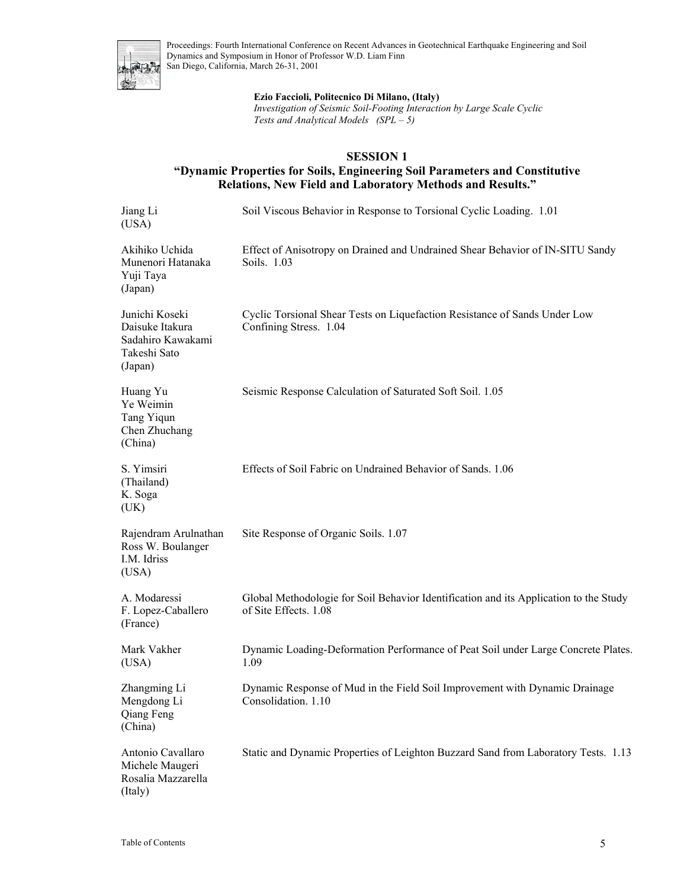**Ezio Faccioli, Politecnico Di Milano, (Italy)**
*Investigation of Seismic Soil-Footing Interaction by Large Scale Cyclic Tests and Analytical Models (SPL – 5)*

## SESSION 1
## "Dynamic Properties for Soils, Engineering Soil Parameters and Constitutive Relations, New Field and Laboratory Methods and Results."

| Authors | Title |
|---|---|
| Jiang Li (USA) | Soil Viscous Behavior in Response to Torsional Cyclic Loading. 1.01 |
| Akihiko Uchida, Munenori Hatanaka, Yuji Taya (Japan) | Effect of Anisotropy on Drained and Undrained Shear Behavior of IN-SITU Sandy Soils. 1.03 |
| Junichi Koseki, Daisuke Itakura, Sadahiro Kawakami, Takeshi Sato (Japan) | Cyclic Torsional Shear Tests on Liquefaction Resistance of Sands Under Low Confining Stress. 1.04 |
| Huang Yu, Ye Weimin, Tang Yiqun, Chen Zhuchang (China) | Seismic Response Calculation of Saturated Soft Soil. 1.05 |
| S. Yimsiri (Thailand), K. Soga (UK) | Effects of Soil Fabric on Undrained Behavior of Sands. 1.06 |
| Rajendram Arulnathan, Ross W. Boulanger, I.M. Idriss (USA) | Site Response of Organic Soils. 1.07 |
| A. Modaressi, F. Lopez-Caballero (France) | Global Methodologie for Soil Behavior Identification and its Application to the Study of Site Effects. 1.08 |
| Mark Vakher (USA) | Dynamic Loading-Deformation Performance of Peat Soil under Large Concrete Plates. 1.09 |
| Zhangming Li, Mengdong Li, Qiang Feng (China) | Dynamic Response of Mud in the Field Soil Improvement with Dynamic Drainage Consolidation. 1.10 |
| Antonio Cavallaro, Michele Maugeri, Rosalia Mazzarella (Italy) | Static and Dynamic Properties of Leighton Buzzard Sand from Laboratory Tests. 1.13 |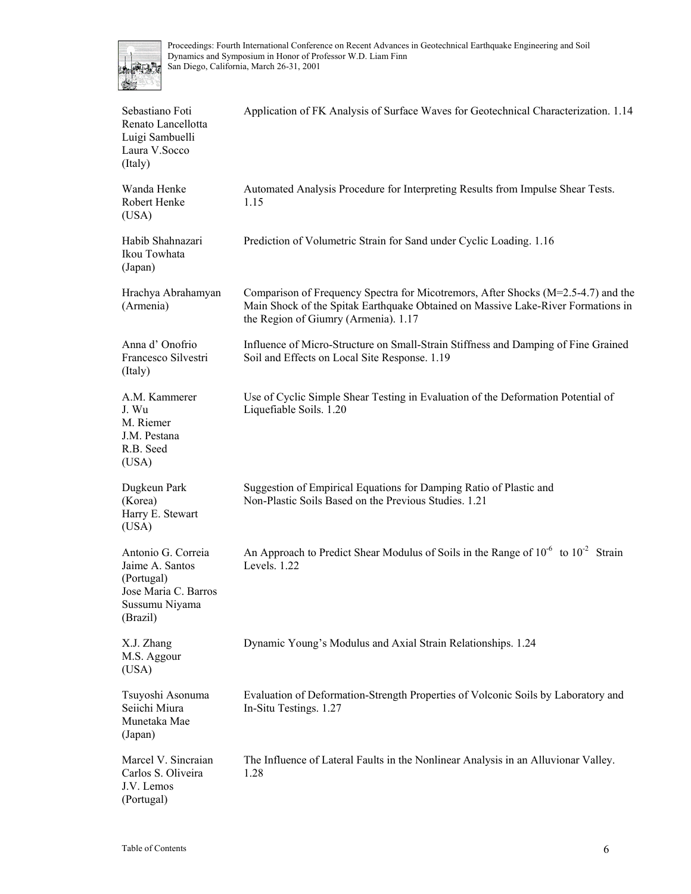| | |
|---|---|
| Sebastiano Foti<br>Renato Lancellotta<br>Luigi Sambuelli<br>Laura V.Socco<br>(Italy) | Application of FK Analysis of Surface Waves for Geotechnical Characterization. 1.14 |
| Wanda Henke<br>Robert Henke<br>(USA) | Automated Analysis Procedure for Interpreting Results from Impulse Shear Tests. 1.15 |
| Habib Shahnazari<br>Ikou Towhata<br>(Japan) | Prediction of Volumetric Strain for Sand under Cyclic Loading. 1.16 |
| Hrachya Abrahamyan<br>(Armenia) | Comparison of Frequency Spectra for Micotremors, After Shocks (M=2.5-4.7) and the Main Shock of the Spitak Earthquake Obtained on Massive Lake-River Formations in the Region of Giumry (Armenia). 1.17 |
| Anna d' Onofrio<br>Francesco Silvestri<br>(Italy) | Influence of Micro-Structure on Small-Strain Stiffness and Damping of Fine Grained Soil and Effects on Local Site Response. 1.19 |
| A.M. Kammerer<br>J. Wu<br>M. Riemer<br>J.M. Pestana<br>R.B. Seed<br>(USA) | Use of Cyclic Simple Shear Testing in Evaluation of the Deformation Potential of Liquefiable Soils. 1.20 |
| Dugkeun Park<br>(Korea)<br>Harry E. Stewart<br>(USA) | Suggestion of Empirical Equations for Damping Ratio of Plastic and Non-Plastic Soils Based on the Previous Studies. 1.21 |
| Antonio G. Correia<br>Jaime A. Santos<br>(Portugal)<br>Jose Maria C. Barros<br>Sussumu Niyama<br>(Brazil) | An Approach to Predict Shear Modulus of Soils in the Range of $10^{-6}$ to $10^{-2}$ Strain Levels. 1.22 |
| X.J. Zhang<br>M.S. Aggour<br>(USA) | Dynamic Young's Modulus and Axial Strain Relationships. 1.24 |
| Tsuyoshi Asonuma<br>Seiichi Miura<br>Munetaka Mae<br>(Japan) | Evaluation of Deformation-Strength Properties of Volconic Soils by Laboratory and In-Situ Testings. 1.27 |
| Marcel V. Sincraian<br>Carlos S. Oliveira<br>J.V. Lemos<br>(Portugal) | The Influence of Lateral Faults in the Nonlinear Analysis in an Alluvionar Valley. 1.28 |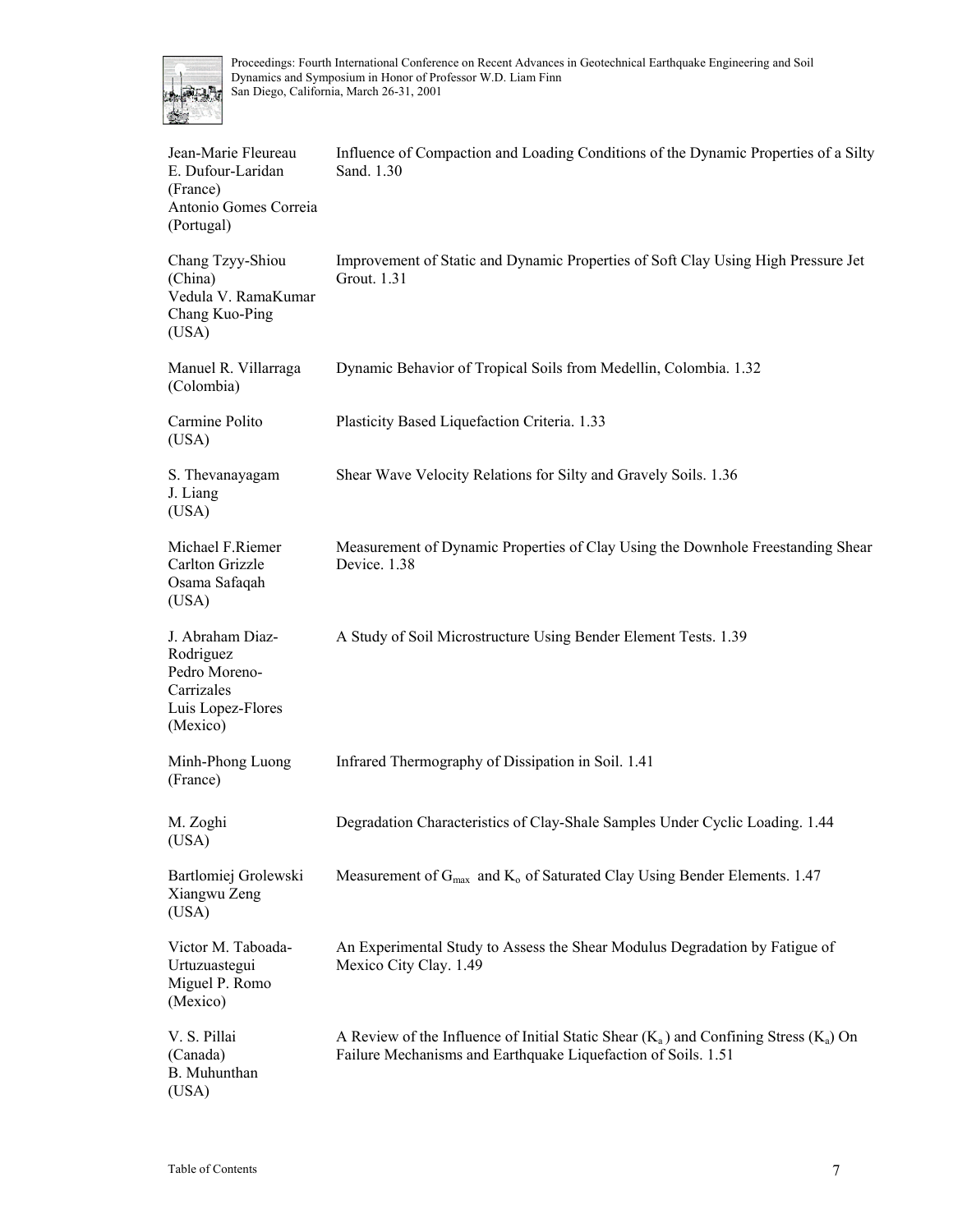| | |
|---|---|
| Jean-Marie Fleureau<br>E. Dufour-Laridan<br>(France)<br>Antonio Gomes Correia<br>(Portugal) | Influence of Compaction and Loading Conditions of the Dynamic Properties of a Silty Sand. 1.30 |
| Chang Tzyy-Shiou<br>(China)<br>Vedula V. RamaKumar<br>Chang Kuo-Ping<br>(USA) | Improvement of Static and Dynamic Properties of Soft Clay Using High Pressure Jet Grout. 1.31 |
| Manuel R. Villarraga<br>(Colombia) | Dynamic Behavior of Tropical Soils from Medellin, Colombia. 1.32 |
| Carmine Polito<br>(USA) | Plasticity Based Liquefaction Criteria. 1.33 |
| S. Thevanayagam<br>J. Liang<br>(USA) | Shear Wave Velocity Relations for Silty and Gravely Soils. 1.36 |
| Michael F.Riemer<br>Carlton Grizzle<br>Osama Safaqah<br>(USA) | Measurement of Dynamic Properties of Clay Using the Downhole Freestanding Shear Device. 1.38 |
| J. Abraham Diaz-Rodriguez<br>Pedro Moreno-Carrizales<br>Luis Lopez-Flores<br>(Mexico) | A Study of Soil Microstructure Using Bender Element Tests. 1.39 |
| Minh-Phong Luong<br>(France) | Infrared Thermography of Dissipation in Soil. 1.41 |
| M. Zoghi<br>(USA) | Degradation Characteristics of Clay-Shale Samples Under Cyclic Loading. 1.44 |
| Bartlomiej Grolewski<br>Xiangwu Zeng<br>(USA) | Measurement of $G_{max}$ and $K_o$ of Saturated Clay Using Bender Elements. 1.47 |
| Victor M. Taboada-Urtuzuastegui<br>Miguel P. Romo<br>(Mexico) | An Experimental Study to Assess the Shear Modulus Degradation by Fatigue of Mexico City Clay. 1.49 |
| V. S. Pillai<br>(Canada)<br>B. Muhunthan<br>(USA) | A Review of the Influence of Initial Static Shear ($K_a$) and Confining Stress ($K_a$) On Failure Mechanisms and Earthquake Liquefaction of Soils. 1.51 |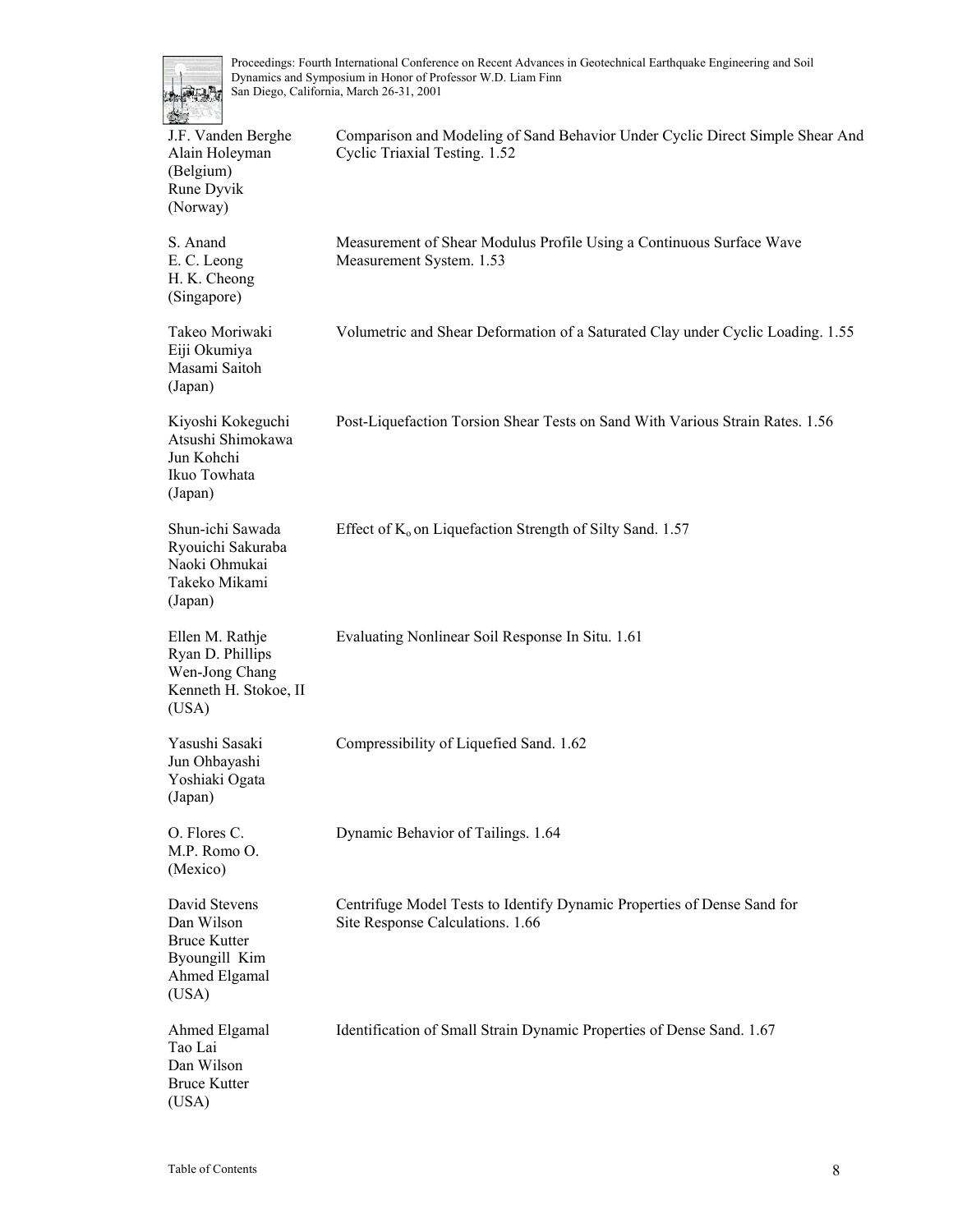| | |
|---|---|
| J.F. Vanden Berghe<br>Alain Holeyman<br>(Belgium)<br>Rune Dyvik<br>(Norway) | Comparison and Modeling of Sand Behavior Under Cyclic Direct Simple Shear And Cyclic Triaxial Testing. 1.52 |
| S. Anand<br>E. C. Leong<br>H. K. Cheong<br>(Singapore) | Measurement of Shear Modulus Profile Using a Continuous Surface Wave Measurement System. 1.53 |
| Takeo Moriwaki<br>Eiji Okumiya<br>Masami Saitoh<br>(Japan) | Volumetric and Shear Deformation of a Saturated Clay under Cyclic Loading. 1.55 |
| Kiyoshi Kokeguchi<br>Atsushi Shimokawa<br>Jun Kohchi<br>Ikuo Towhata<br>(Japan) | Post-Liquefaction Torsion Shear Tests on Sand With Various Strain Rates. 1.56 |
| Shun-ichi Sawada<br>Ryouichi Sakuraba<br>Naoki Ohmukai<br>Takeko Mikami<br>(Japan) | Effect of $K_o$ on Liquefaction Strength of Silty Sand. 1.57 |
| Ellen M. Rathje<br>Ryan D. Phillips<br>Wen-Jong Chang<br>Kenneth H. Stokoe, II<br>(USA) | Evaluating Nonlinear Soil Response In Situ. 1.61 |
| Yasushi Sasaki<br>Jun Ohbayashi<br>Yoshiaki Ogata<br>(Japan) | Compressibility of Liquefied Sand. 1.62 |
| O. Flores C.<br>M.P. Romo O.<br>(Mexico) | Dynamic Behavior of Tailings. 1.64 |
| David Stevens<br>Dan Wilson<br>Bruce Kutter<br>Byoungill Kim<br>Ahmed Elgamal<br>(USA) | Centrifuge Model Tests to Identify Dynamic Properties of Dense Sand for Site Response Calculations. 1.66 |
| Ahmed Elgamal<br>Tao Lai<br>Dan Wilson<br>Bruce Kutter<br>(USA) | Identification of Small Strain Dynamic Properties of Dense Sand. 1.67 |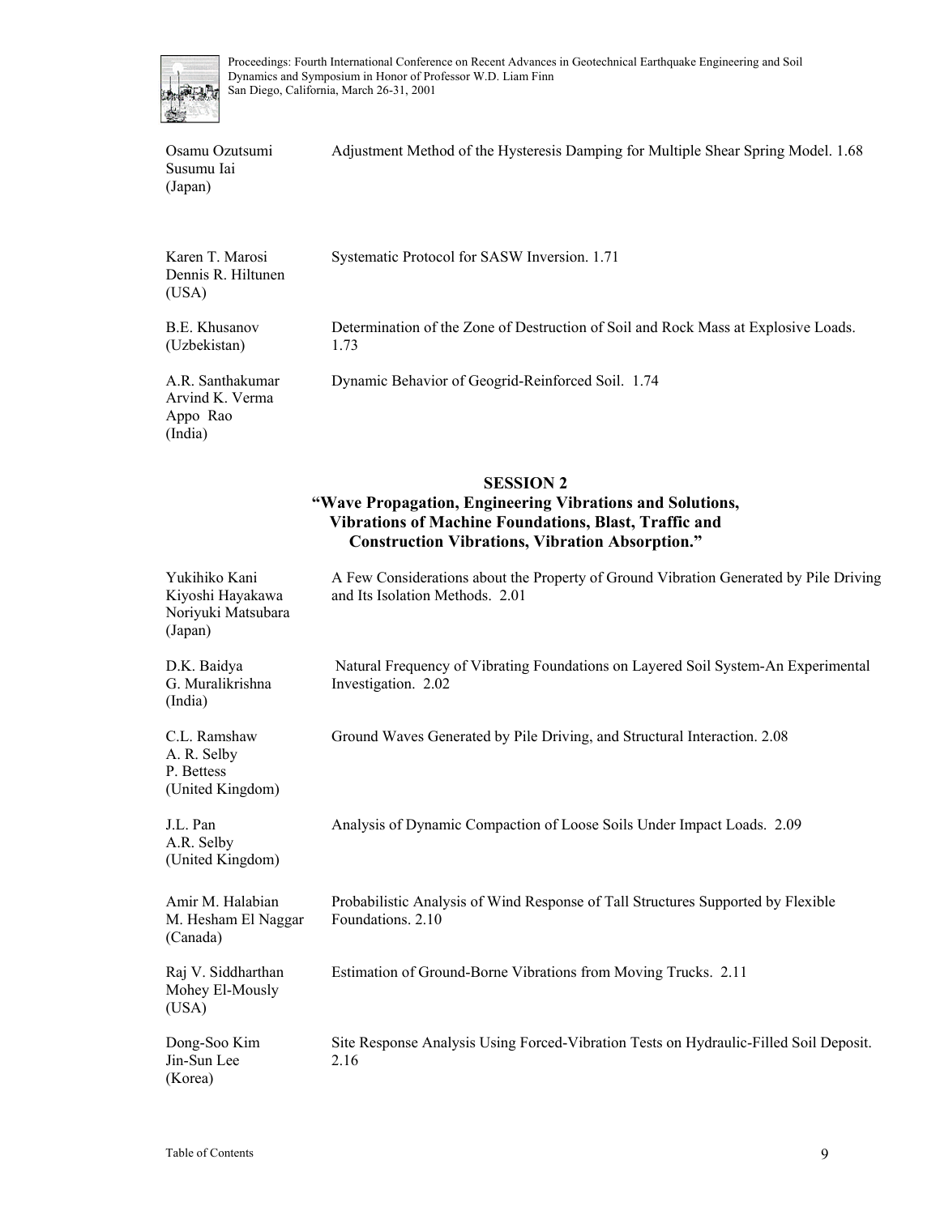| | |
|---|---|
| Osamu Ozutsumi<br>Susumu Iai<br>(Japan) | Adjustment Method of the Hysteresis Damping for Multiple Shear Spring Model. 1.68 |
| Karen T. Marosi<br>Dennis R. Hiltunen<br>(USA) | Systematic Protocol for SASW Inversion. 1.71 |
| B.E. Khusanov<br>(Uzbekistan) | Determination of the Zone of Destruction of Soil and Rock Mass at Explosive Loads. 1.73 |
| A.R. Santhakumar<br>Arvind K. Verma<br>Appo Rao<br>(India) | Dynamic Behavior of Geogrid-Reinforced Soil. 1.74 |

## SESSION 2
### "Wave Propagation, Engineering Vibrations and Solutions, Vibrations of Machine Foundations, Blast, Traffic and Construction Vibrations, Vibration Absorption."

| | |
|---|---|
| Yukihiko Kani<br>Kiyoshi Hayakawa<br>Noriyuki Matsubara<br>(Japan) | A Few Considerations about the Property of Ground Vibration Generated by Pile Driving and Its Isolation Methods. 2.01 |
| D.K. Baidya<br>G. Muralikrishna<br>(India) | Natural Frequency of Vibrating Foundations on Layered Soil System-An Experimental Investigation. 2.02 |
| C.L. Ramshaw<br>A. R. Selby<br>P. Bettess<br>(United Kingdom) | Ground Waves Generated by Pile Driving, and Structural Interaction. 2.08 |
| J.L. Pan<br>A.R. Selby<br>(United Kingdom) | Analysis of Dynamic Compaction of Loose Soils Under Impact Loads. 2.09 |
| Amir M. Halabian<br>M. Hesham El Naggar<br>(Canada) | Probabilistic Analysis of Wind Response of Tall Structures Supported by Flexible Foundations. 2.10 |
| Raj V. Siddharthan<br>Mohey El-Mously<br>(USA) | Estimation of Ground-Borne Vibrations from Moving Trucks. 2.11 |
| Dong-Soo Kim<br>Jin-Sun Lee<br>(Korea) | Site Response Analysis Using Forced-Vibration Tests on Hydraulic-Filled Soil Deposit. 2.16 |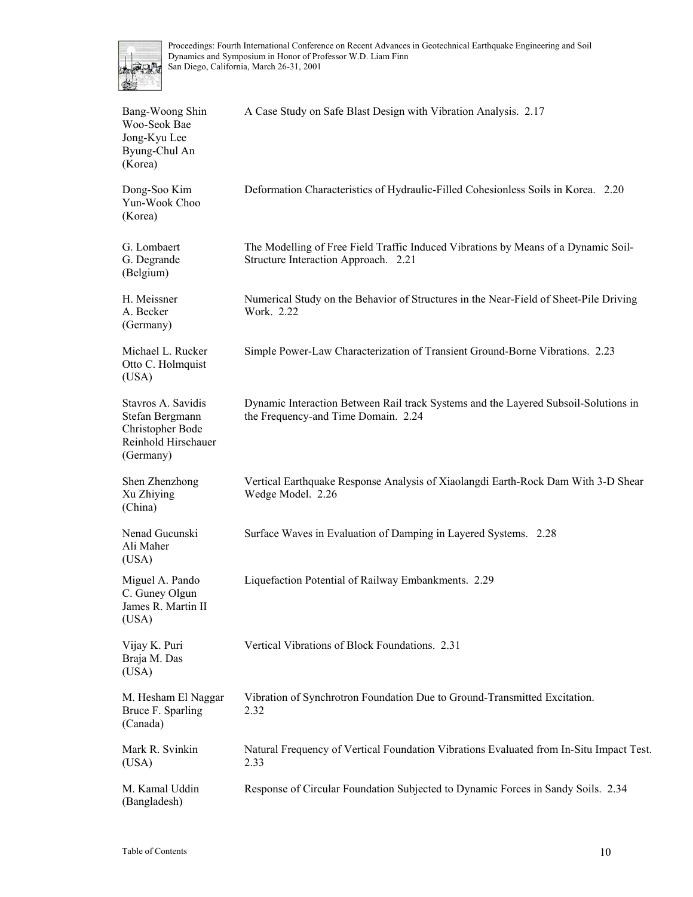| | |
|---|---|
| Bang-Woong Shin<br>Woo-Seok Bae<br>Jong-Kyu Lee<br>Byung-Chul An<br>(Korea) | A Case Study on Safe Blast Design with Vibration Analysis. 2.17 |
| Dong-Soo Kim<br>Yun-Wook Choo<br>(Korea) | Deformation Characteristics of Hydraulic-Filled Cohesionless Soils in Korea. 2.20 |
| G. Lombaert<br>G. Degrande<br>(Belgium) | The Modelling of Free Field Traffic Induced Vibrations by Means of a Dynamic Soil-Structure Interaction Approach. 2.21 |
| H. Meissner<br>A. Becker<br>(Germany) | Numerical Study on the Behavior of Structures in the Near-Field of Sheet-Pile Driving Work. 2.22 |
| Michael L. Rucker<br>Otto C. Holmquist<br>(USA) | Simple Power-Law Characterization of Transient Ground-Borne Vibrations. 2.23 |
| Stavros A. Savidis<br>Stefan Bergmann<br>Christopher Bode<br>Reinhold Hirschauer<br>(Germany) | Dynamic Interaction Between Rail track Systems and the Layered Subsoil-Solutions in the Frequency-and Time Domain. 2.24 |
| Shen Zhenzhong<br>Xu Zhiying<br>(China) | Vertical Earthquake Response Analysis of Xiaolangdi Earth-Rock Dam With 3-D Shear Wedge Model. 2.26 |
| Nenad Gucunski<br>Ali Maher<br>(USA) | Surface Waves in Evaluation of Damping in Layered Systems. 2.28 |
| Miguel A. Pando<br>C. Guney Olgun<br>James R. Martin II<br>(USA) | Liquefaction Potential of Railway Embankments. 2.29 |
| Vijay K. Puri<br>Braja M. Das<br>(USA) | Vertical Vibrations of Block Foundations. 2.31 |
| M. Hesham El Naggar<br>Bruce F. Sparling<br>(Canada) | Vibration of Synchrotron Foundation Due to Ground-Transmitted Excitation. 2.32 |
| Mark R. Svinkin<br>(USA) | Natural Frequency of Vertical Foundation Vibrations Evaluated from In-Situ Impact Test. 2.33 |
| M. Kamal Uddin<br>(Bangladesh) | Response of Circular Foundation Subjected to Dynamic Forces in Sandy Soils. 2.34 |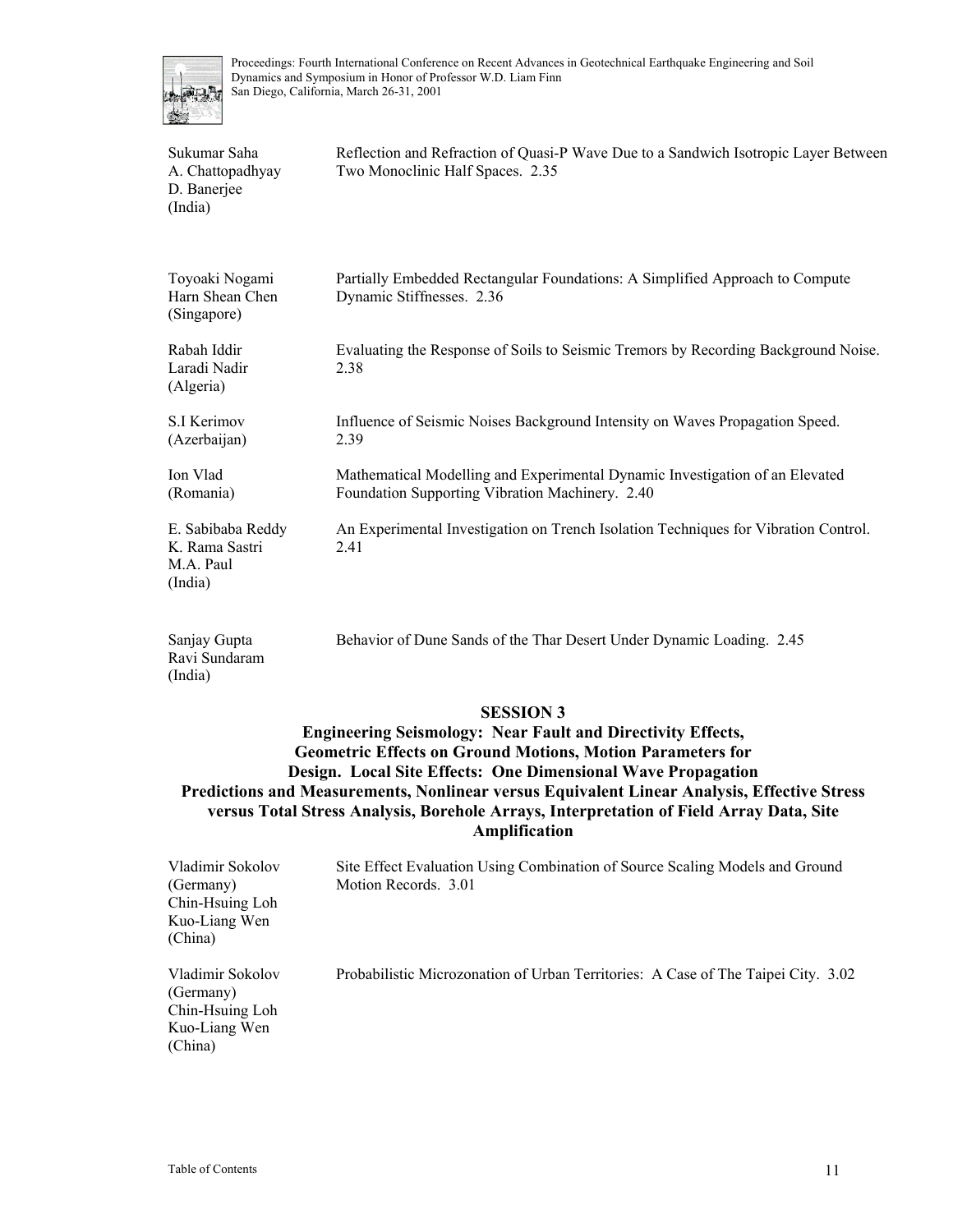Sukumar Saha
A. Chattopadhyay
D. Banerjee
(India)

Reflection and Refraction of Quasi-P Wave Due to a Sandwich Isotropic Layer Between Two Monoclinic Half Spaces. 2.35

Toyoaki Nogami
Harn Shean Chen
(Singapore)

Partially Embedded Rectangular Foundations: A Simplified Approach to Compute Dynamic Stiffnesses. 2.36

Rabah Iddir
Laradi Nadir
(Algeria)

Evaluating the Response of Soils to Seismic Tremors by Recording Background Noise. 2.38

S.I Kerimov
(Azerbaijan)

Influence of Seismic Noises Background Intensity on Waves Propagation Speed. 2.39

Ion Vlad
(Romania)

Mathematical Modelling and Experimental Dynamic Investigation of an Elevated Foundation Supporting Vibration Machinery. 2.40

E. Sabibaba Reddy
K. Rama Sastri
M.A. Paul
(India)

An Experimental Investigation on Trench Isolation Techniques for Vibration Control. 2.41

Sanjay Gupta
Ravi Sundaram
(India)

Behavior of Dune Sands of the Thar Desert Under Dynamic Loading. 2.45

## SESSION 3

### Engineering Seismology: Near Fault and Directivity Effects, Geometric Effects on Ground Motions, Motion Parameters for Design. Local Site Effects: One Dimensional Wave Propagation Predictions and Measurements, Nonlinear versus Equivalent Linear Analysis, Effective Stress versus Total Stress Analysis, Borehole Arrays, Interpretation of Field Array Data, Site Amplification

Vladimir Sokolov
(Germany)
Chin-Hsuing Loh
Kuo-Liang Wen
(China)

Site Effect Evaluation Using Combination of Source Scaling Models and Ground Motion Records. 3.01

Vladimir Sokolov
(Germany)
Chin-Hsuing Loh
Kuo-Liang Wen
(China)

Probabilistic Microzonation of Urban Territories: A Case of The Taipei City. 3.02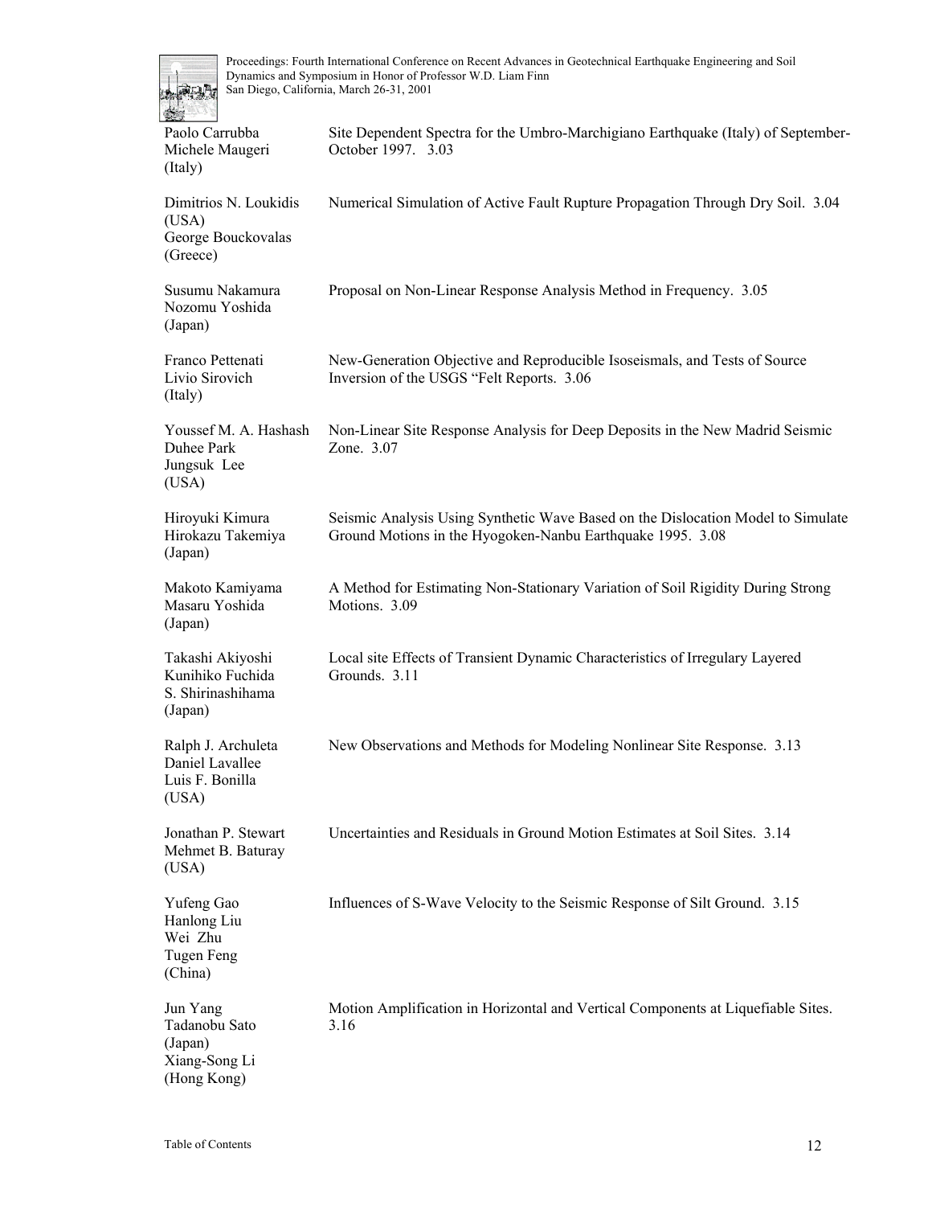| | |
|---|---|
| Paolo Carrubba<br>Michele Maugeri<br>(Italy) | Site Dependent Spectra for the Umbro-Marchigiano Earthquake (Italy) of September-October 1997. 3.03 |
| Dimitrios N. Loukidis<br>(USA)<br>George Bouckovalas<br>(Greece) | Numerical Simulation of Active Fault Rupture Propagation Through Dry Soil. 3.04 |
| Susumu Nakamura<br>Nozomu Yoshida<br>(Japan) | Proposal on Non-Linear Response Analysis Method in Frequency. 3.05 |
| Franco Pettenati<br>Livio Sirovich<br>(Italy) | New-Generation Objective and Reproducible Isoseismals, and Tests of Source Inversion of the USGS "Felt Reports. 3.06 |
| Youssef M. A. Hashash<br>Duhee Park<br>Jungsuk Lee<br>(USA) | Non-Linear Site Response Analysis for Deep Deposits in the New Madrid Seismic Zone. 3.07 |
| Hiroyuki Kimura<br>Hirokazu Takemiya<br>(Japan) | Seismic Analysis Using Synthetic Wave Based on the Dislocation Model to Simulate Ground Motions in the Hyogoken-Nanbu Earthquake 1995. 3.08 |
| Makoto Kamiyama<br>Masaru Yoshida<br>(Japan) | A Method for Estimating Non-Stationary Variation of Soil Rigidity During Strong Motions. 3.09 |
| Takashi Akiyoshi<br>Kunihiko Fuchida<br>S. Shirinashihama<br>(Japan) | Local site Effects of Transient Dynamic Characteristics of Irregulary Layered Grounds. 3.11 |
| Ralph J. Archuleta<br>Daniel Lavallee<br>Luis F. Bonilla<br>(USA) | New Observations and Methods for Modeling Nonlinear Site Response. 3.13 |
| Jonathan P. Stewart<br>Mehmet B. Baturay<br>(USA) | Uncertainties and Residuals in Ground Motion Estimates at Soil Sites. 3.14 |
| Yufeng Gao<br>Hanlong Liu<br>Wei Zhu<br>Tugen Feng<br>(China) | Influences of S-Wave Velocity to the Seismic Response of Silt Ground. 3.15 |
| Jun Yang<br>Tadanobu Sato<br>(Japan)<br>Xiang-Song Li<br>(Hong Kong) | Motion Amplification in Horizontal and Vertical Components at Liquefiable Sites. 3.16 |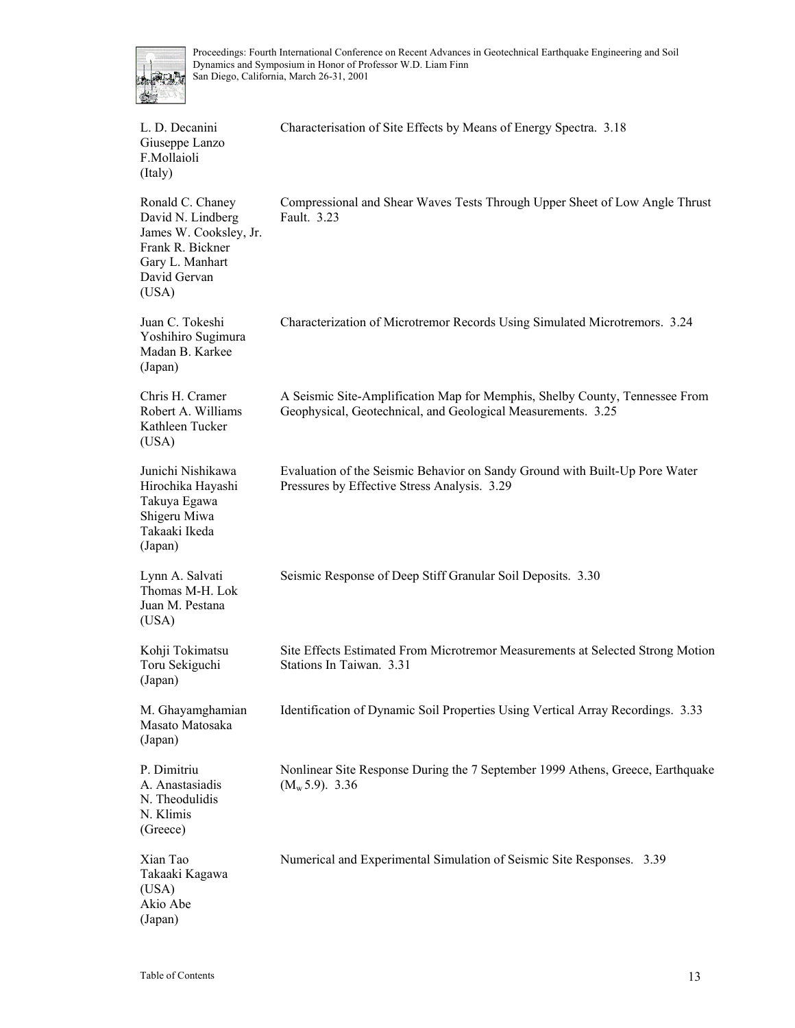| Authors | Title |
|---|---|
| L. D. Decanini<br>Giuseppe Lanzo<br>F.Mollaioli<br>(Italy) | Characterisation of Site Effects by Means of Energy Spectra. 3.18 |
| Ronald C. Chaney<br>David N. Lindberg<br>James W. Cooksley, Jr.<br>Frank R. Bickner<br>Gary L. Manhart<br>David Gervan<br>(USA) | Compressional and Shear Waves Tests Through Upper Sheet of Low Angle Thrust Fault. 3.23 |
| Juan C. Tokeshi<br>Yoshihiro Sugimura<br>Madan B. Karkee<br>(Japan) | Characterization of Microtremor Records Using Simulated Microtremors. 3.24 |
| Chris H. Cramer<br>Robert A. Williams<br>Kathleen Tucker<br>(USA) | A Seismic Site-Amplification Map for Memphis, Shelby County, Tennessee From Geophysical, Geotechnical, and Geological Measurements. 3.25 |
| Junichi Nishikawa<br>Hirochika Hayashi<br>Takuya Egawa<br>Shigeru Miwa<br>Takaaki Ikeda<br>(Japan) | Evaluation of the Seismic Behavior on Sandy Ground with Built-Up Pore Water Pressures by Effective Stress Analysis. 3.29 |
| Lynn A. Salvati<br>Thomas M-H. Lok<br>Juan M. Pestana<br>(USA) | Seismic Response of Deep Stiff Granular Soil Deposits. 3.30 |
| Kohji Tokimatsu<br>Toru Sekiguchi<br>(Japan) | Site Effects Estimated From Microtremor Measurements at Selected Strong Motion Stations In Taiwan. 3.31 |
| M. Ghayamghamian<br>Masato Matosaka<br>(Japan) | Identification of Dynamic Soil Properties Using Vertical Array Recordings. 3.33 |
| P. Dimitriu<br>A. Anastasiadis<br>N. Theodulidis<br>N. Klimis<br>(Greece) | Nonlinear Site Response During the 7 September 1999 Athens, Greece, Earthquake ($M_w$ 5.9). 3.36 |
| Xian Tao<br>Takaaki Kagawa<br>(USA)<br>Akio Abe<br>(Japan) | Numerical and Experimental Simulation of Seismic Site Responses. 3.39 |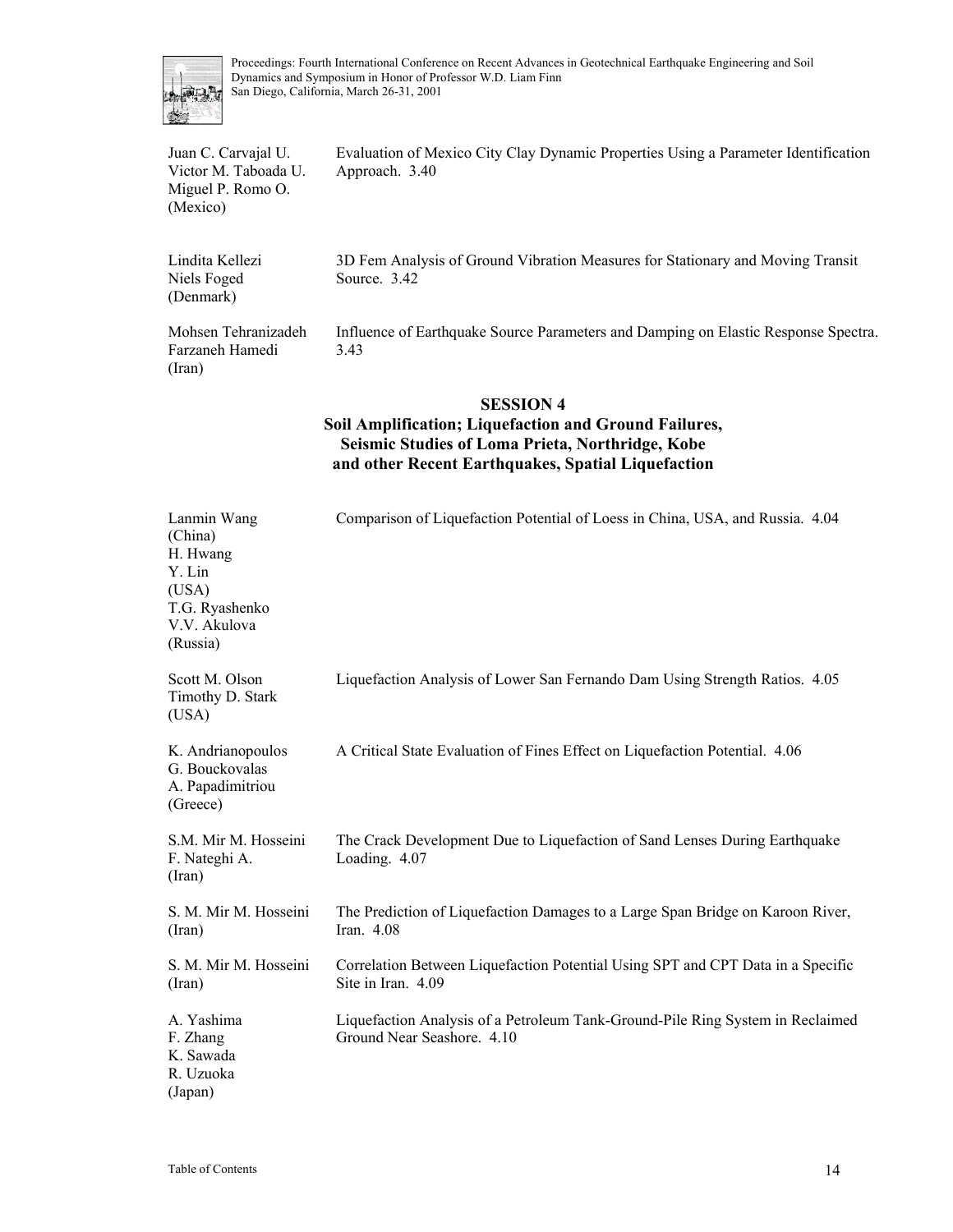| | |
|---|---|
| Juan C. Carvajal U.<br>Victor M. Taboada U.<br>Miguel P. Romo O.<br>(Mexico) | Evaluation of Mexico City Clay Dynamic Properties Using a Parameter Identification Approach. 3.40 |
| Lindita Kellezi<br>Niels Foged<br>(Denmark) | 3D Fem Analysis of Ground Vibration Measures for Stationary and Moving Transit Source. 3.42 |
| Mohsen Tehranizadeh<br>Farzaneh Hamedi<br>(Iran) | Influence of Earthquake Source Parameters and Damping on Elastic Response Spectra. 3.43 |

## SESSION 4
### Soil Amplification; Liquefaction and Ground Failures, Seismic Studies of Loma Prieta, Northridge, Kobe and other Recent Earthquakes, Spatial Liquefaction

| | |
|---|---|
| Lanmin Wang<br>(China)<br>H. Hwang<br>Y. Lin<br>(USA)<br>T.G. Ryashenko<br>V.V. Akulova<br>(Russia) | Comparison of Liquefaction Potential of Loess in China, USA, and Russia. 4.04 |
| Scott M. Olson<br>Timothy D. Stark<br>(USA) | Liquefaction Analysis of Lower San Fernando Dam Using Strength Ratios. 4.05 |
| K. Andrianopoulos<br>G. Bouckovalas<br>A. Papadimitriou<br>(Greece) | A Critical State Evaluation of Fines Effect on Liquefaction Potential. 4.06 |
| S.M. Mir M. Hosseini<br>F. Nateghi A.<br>(Iran) | The Crack Development Due to Liquefaction of Sand Lenses During Earthquake Loading. 4.07 |
| S. M. Mir M. Hosseini<br>(Iran) | The Prediction of Liquefaction Damages to a Large Span Bridge on Karoon River, Iran. 4.08 |
| S. M. Mir M. Hosseini<br>(Iran) | Correlation Between Liquefaction Potential Using SPT and CPT Data in a Specific Site in Iran. 4.09 |
| A. Yashima<br>F. Zhang<br>K. Sawada<br>R. Uzuoka<br>(Japan) | Liquefaction Analysis of a Petroleum Tank-Ground-Pile Ring System in Reclaimed Ground Near Seashore. 4.10 |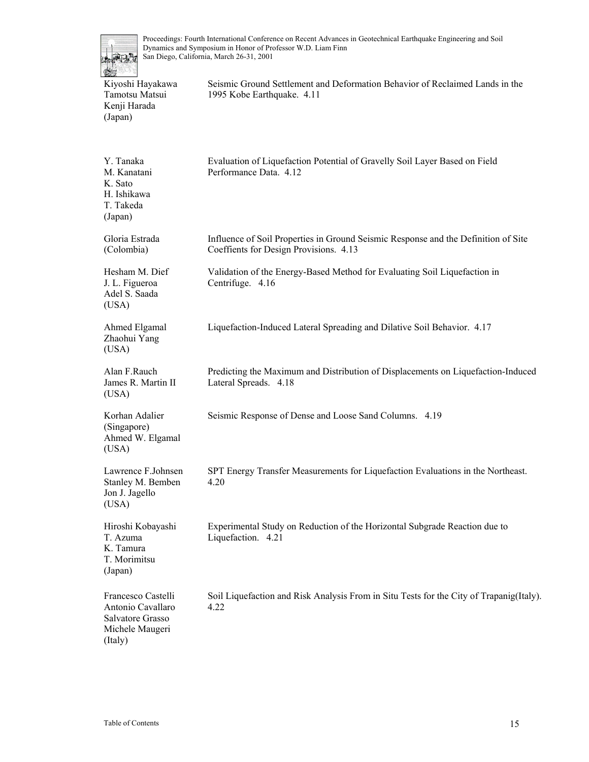| Authors | Title |
|---|---|
| Kiyoshi Hayakawa<br>Tamotsu Matsui<br>Kenji Harada<br>(Japan) | Seismic Ground Settlement and Deformation Behavior of Reclaimed Lands in the 1995 Kobe Earthquake. 4.11 |
| Y. Tanaka<br>M. Kanatani<br>K. Sato<br>H. Ishikawa<br>T. Takeda<br>(Japan) | Evaluation of Liquefaction Potential of Gravelly Soil Layer Based on Field Performance Data. 4.12 |
| Gloria Estrada<br>(Colombia) | Influence of Soil Properties in Ground Seismic Response and the Definition of Site Coeffients for Design Provisions. 4.13 |
| Hesham M. Dief<br>J. L. Figueroa<br>Adel S. Saada<br>(USA) | Validation of the Energy-Based Method for Evaluating Soil Liquefaction in Centrifuge. 4.16 |
| Ahmed Elgamal<br>Zhaohui Yang<br>(USA) | Liquefaction-Induced Lateral Spreading and Dilative Soil Behavior. 4.17 |
| Alan F.Rauch<br>James R. Martin II<br>(USA) | Predicting the Maximum and Distribution of Displacements on Liquefaction-Induced Lateral Spreads. 4.18 |
| Korhan Adalier<br>(Singapore)<br>Ahmed W. Elgamal<br>(USA) | Seismic Response of Dense and Loose Sand Columns. 4.19 |
| Lawrence F.Johnsen<br>Stanley M. Bemben<br>Jon J. Jagello<br>(USA) | SPT Energy Transfer Measurements for Liquefaction Evaluations in the Northeast. 4.20 |
| Hiroshi Kobayashi<br>T. Azuma<br>K. Tamura<br>T. Morimitsu<br>(Japan) | Experimental Study on Reduction of the Horizontal Subgrade Reaction due to Liquefaction. 4.21 |
| Francesco Castelli<br>Antonio Cavallaro<br>Salvatore Grasso<br>Michele Maugeri<br>(Italy) | Soil Liquefaction and Risk Analysis From in Situ Tests for the City of Trapanig(Italy). 4.22 |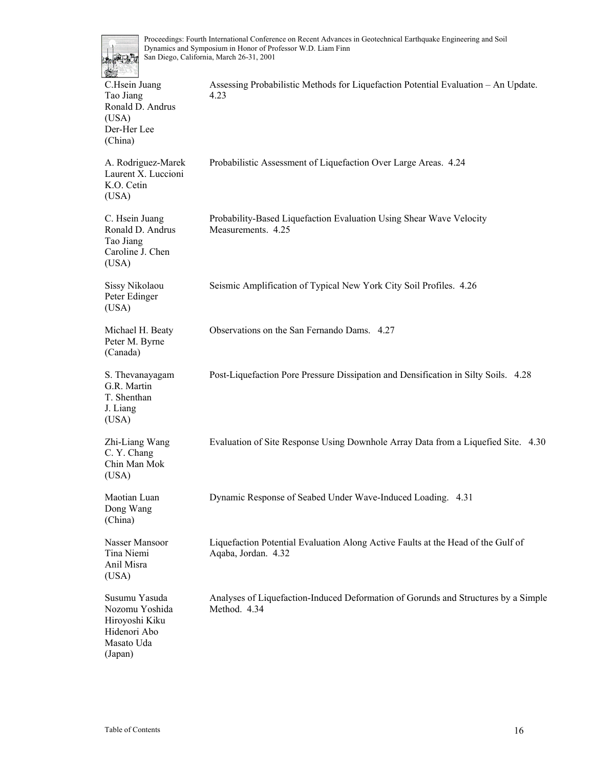C.Hsein Juang
Tao Jiang
Ronald D. Andrus
(USA)
Der-Her Lee
(China)

Assessing Probabilistic Methods for Liquefaction Potential Evaluation – An Update. 4.23

A. Rodriguez-Marek
Laurent X. Luccioni
K.O. Cetin
(USA)

Probabilistic Assessment of Liquefaction Over Large Areas. 4.24

C. Hsein Juang
Ronald D. Andrus
Tao Jiang
Caroline J. Chen
(USA)

Probability-Based Liquefaction Evaluation Using Shear Wave Velocity Measurements. 4.25

Sissy Nikolaou
Peter Edinger
(USA)

Seismic Amplification of Typical New York City Soil Profiles. 4.26

Michael H. Beaty
Peter M. Byrne
(Canada)

Observations on the San Fernando Dams. 4.27

S. Thevanayagam
G.R. Martin
T. Shenthan
J. Liang
(USA)

Post-Liquefaction Pore Pressure Dissipation and Densification in Silty Soils. 4.28

Zhi-Liang Wang
C. Y. Chang
Chin Man Mok
(USA)

Evaluation of Site Response Using Downhole Array Data from a Liquefied Site. 4.30

Maotian Luan
Dong Wang
(China)

Dynamic Response of Seabed Under Wave-Induced Loading. 4.31

Nasser Mansoor
Tina Niemi
Anil Misra
(USA)

Liquefaction Potential Evaluation Along Active Faults at the Head of the Gulf of Aqaba, Jordan. 4.32

Susumu Yasuda
Nozomu Yoshida
Hiroyoshi Kiku
Hidenori Abo
Masato Uda
(Japan)

Analyses of Liquefaction-Induced Deformation of Gorunds and Structures by a Simple Method. 4.34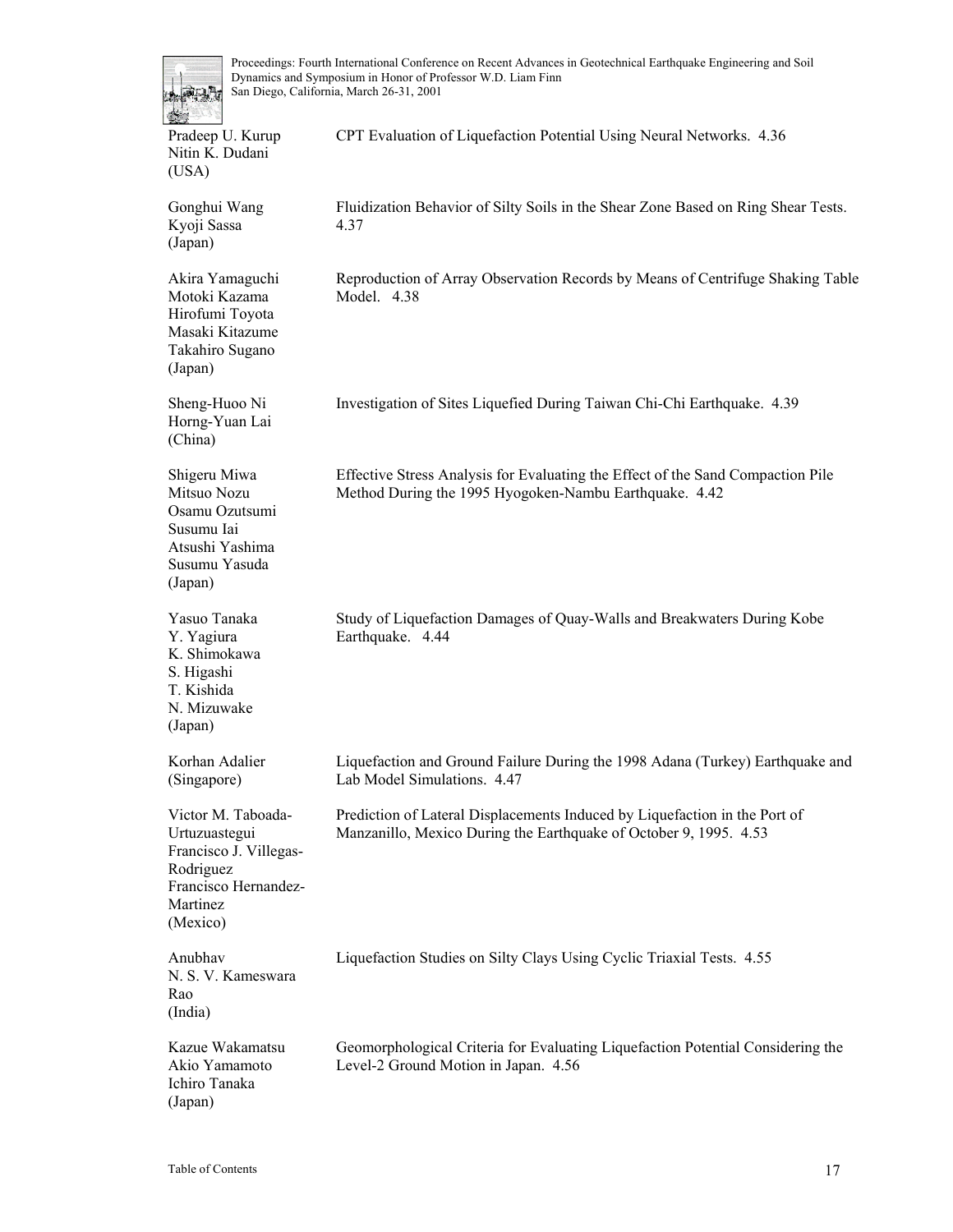| | |
|---|---|
| Pradeep U. Kurup<br>Nitin K. Dudani<br>(USA) | CPT Evaluation of Liquefaction Potential Using Neural Networks. 4.36 |
| Gonghui Wang<br>Kyoji Sassa<br>(Japan) | Fluidization Behavior of Silty Soils in the Shear Zone Based on Ring Shear Tests. 4.37 |
| Akira Yamaguchi<br>Motoki Kazama<br>Hirofumi Toyota<br>Masaki Kitazume<br>Takahiro Sugano<br>(Japan) | Reproduction of Array Observation Records by Means of Centrifuge Shaking Table Model. 4.38 |
| Sheng-Huoo Ni<br>Horng-Yuan Lai<br>(China) | Investigation of Sites Liquefied During Taiwan Chi-Chi Earthquake. 4.39 |
| Shigeru Miwa<br>Mitsuo Nozu<br>Osamu Ozutsumi<br>Susumu Iai<br>Atsushi Yashima<br>Susumu Yasuda<br>(Japan) | Effective Stress Analysis for Evaluating the Effect of the Sand Compaction Pile Method During the 1995 Hyogoken-Nambu Earthquake. 4.42 |
| Yasuo Tanaka<br>Y. Yagiura<br>K. Shimokawa<br>S. Higashi<br>T. Kishida<br>N. Mizuwake<br>(Japan) | Study of Liquefaction Damages of Quay-Walls and Breakwaters During Kobe Earthquake. 4.44 |
| Korhan Adalier<br>(Singapore) | Liquefaction and Ground Failure During the 1998 Adana (Turkey) Earthquake and Lab Model Simulations. 4.47 |
| Victor M. Taboada-Urtuzuastegui<br>Francisco J. Villegas-Rodriguez<br>Francisco Hernandez-Martinez<br>(Mexico) | Prediction of Lateral Displacements Induced by Liquefaction in the Port of Manzanillo, Mexico During the Earthquake of October 9, 1995. 4.53 |
| Anubhav<br>N. S. V. Kameswara Rao<br>(India) | Liquefaction Studies on Silty Clays Using Cyclic Triaxial Tests. 4.55 |
| Kazue Wakamatsu<br>Akio Yamamoto<br>Ichiro Tanaka<br>(Japan) | Geomorphological Criteria for Evaluating Liquefaction Potential Considering the Level-2 Ground Motion in Japan. 4.56 |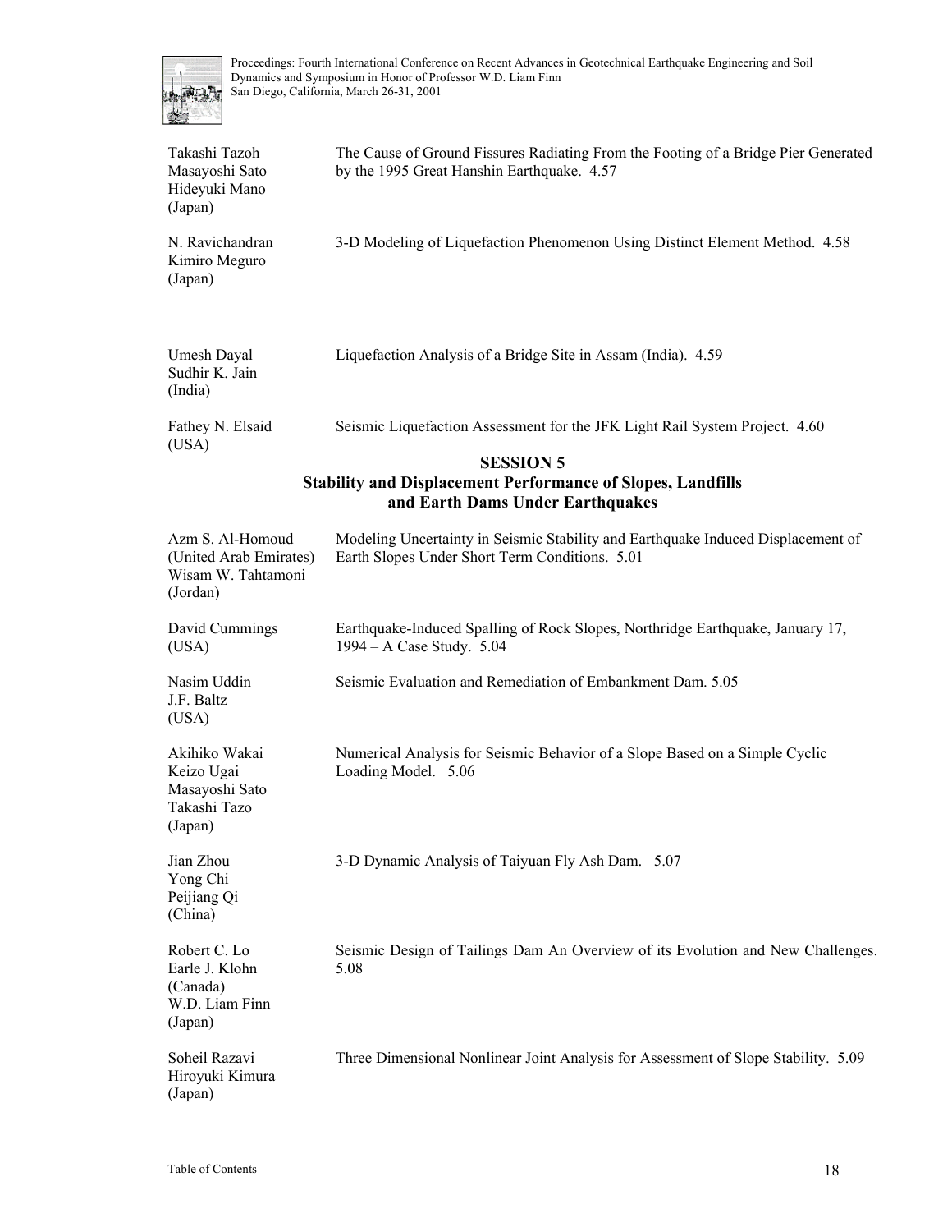| | |
|---|---|
| Takashi Tazoh<br>Masayoshi Sato<br>Hideyuki Mano<br>(Japan) | The Cause of Ground Fissures Radiating From the Footing of a Bridge Pier Generated by the 1995 Great Hanshin Earthquake. 4.57 |
| N. Ravichandran<br>Kimiro Meguro<br>(Japan) | 3-D Modeling of Liquefaction Phenomenon Using Distinct Element Method. 4.58 |
| Umesh Dayal<br>Sudhir K. Jain<br>(India) | Liquefaction Analysis of a Bridge Site in Assam (India). 4.59 |
| Fathey N. Elsaid<br>(USA) | Seismic Liquefaction Assessment for the JFK Light Rail System Project. 4.60 |

## SESSION 5

## Stability and Displacement Performance of Slopes, Landfills and Earth Dams Under Earthquakes

| | |
|---|---|
| Azm S. Al-Homoud<br>(United Arab Emirates)<br>Wisam W. Tahtamoni<br>(Jordan) | Modeling Uncertainty in Seismic Stability and Earthquake Induced Displacement of Earth Slopes Under Short Term Conditions. 5.01 |
| David Cummings<br>(USA) | Earthquake-Induced Spalling of Rock Slopes, Northridge Earthquake, January 17, 1994 – A Case Study. 5.04 |
| Nasim Uddin<br>J.F. Baltz<br>(USA) | Seismic Evaluation and Remediation of Embankment Dam. 5.05 |
| Akihiko Wakai<br>Keizo Ugai<br>Masayoshi Sato<br>Takashi Tazo<br>(Japan) | Numerical Analysis for Seismic Behavior of a Slope Based on a Simple Cyclic Loading Model. 5.06 |
| Jian Zhou<br>Yong Chi<br>Peijiang Qi<br>(China) | 3-D Dynamic Analysis of Taiyuan Fly Ash Dam. 5.07 |
| Robert C. Lo<br>Earle J. Klohn<br>(Canada)<br>W.D. Liam Finn<br>(Japan) | Seismic Design of Tailings Dam An Overview of its Evolution and New Challenges. 5.08 |
| Soheil Razavi<br>Hiroyuki Kimura<br>(Japan) | Three Dimensional Nonlinear Joint Analysis for Assessment of Slope Stability. 5.09 |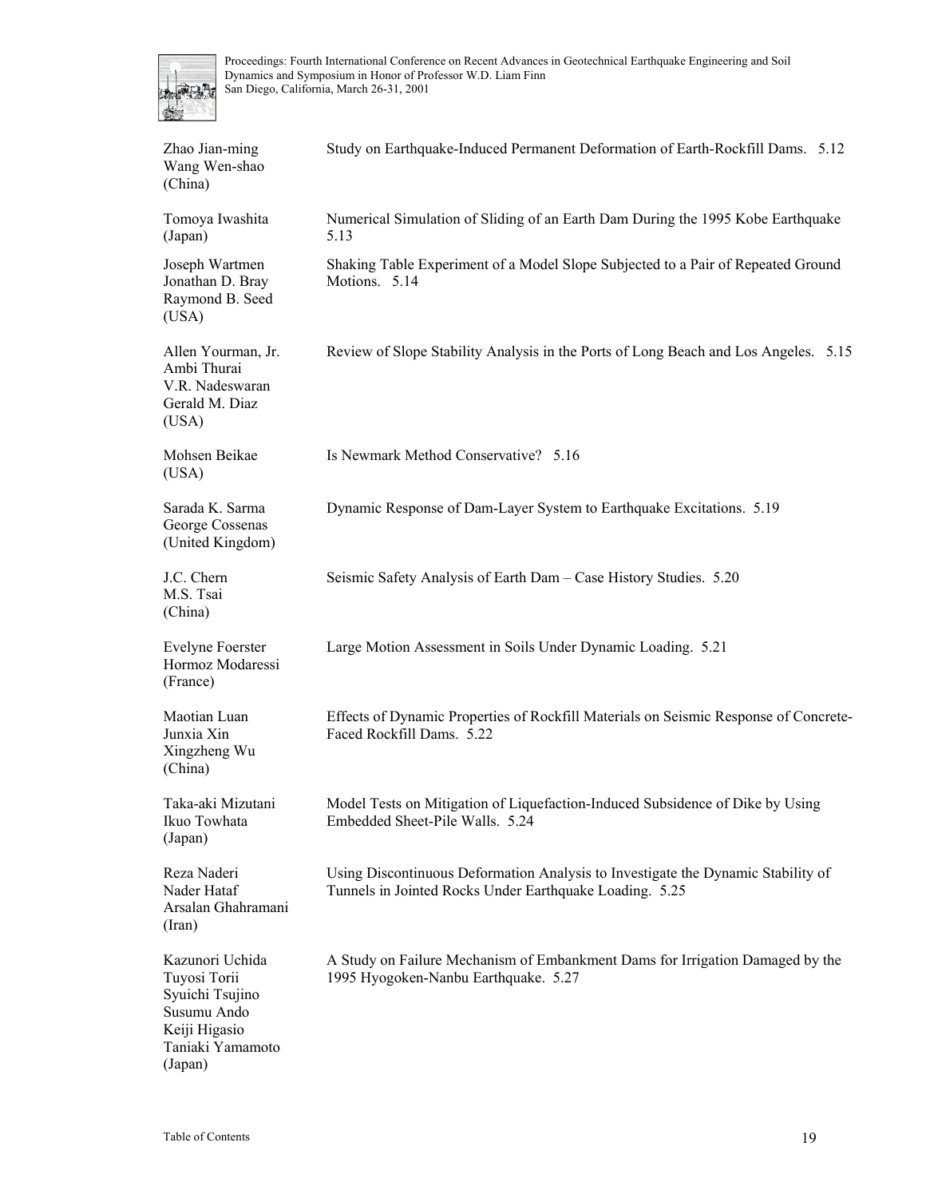| | |
|---|---|
| Zhao Jian-ming<br>Wang Wen-shao<br>(China) | Study on Earthquake-Induced Permanent Deformation of Earth-Rockfill Dams. 5.12 |
| Tomoya Iwashita<br>(Japan) | Numerical Simulation of Sliding of an Earth Dam During the 1995 Kobe Earthquake 5.13 |
| Joseph Wartmen<br>Jonathan D. Bray<br>Raymond B. Seed<br>(USA) | Shaking Table Experiment of a Model Slope Subjected to a Pair of Repeated Ground Motions. 5.14 |
| Allen Yourman, Jr.<br>Ambi Thurai<br>V.R. Nadeswaran<br>Gerald M. Diaz<br>(USA) | Review of Slope Stability Analysis in the Ports of Long Beach and Los Angeles. 5.15 |
| Mohsen Beikae<br>(USA) | Is Newmark Method Conservative? 5.16 |
| Sarada K. Sarma<br>George Cossenas<br>(United Kingdom) | Dynamic Response of Dam-Layer System to Earthquake Excitations. 5.19 |
| J.C. Chern<br>M.S. Tsai<br>(China) | Seismic Safety Analysis of Earth Dam – Case History Studies. 5.20 |
| Evelyne Foerster<br>Hormoz Modaressi<br>(France) | Large Motion Assessment in Soils Under Dynamic Loading. 5.21 |
| Maotian Luan<br>Junxia Xin<br>Xingzheng Wu<br>(China) | Effects of Dynamic Properties of Rockfill Materials on Seismic Response of Concrete-Faced Rockfill Dams. 5.22 |
| Taka-aki Mizutani<br>Ikuo Towhata<br>(Japan) | Model Tests on Mitigation of Liquefaction-Induced Subsidence of Dike by Using Embedded Sheet-Pile Walls. 5.24 |
| Reza Naderi<br>Nader Hataf<br>Arsalan Ghahramani<br>(Iran) | Using Discontinuous Deformation Analysis to Investigate the Dynamic Stability of Tunnels in Jointed Rocks Under Earthquake Loading. 5.25 |
| Kazunori Uchida<br>Tuyosi Torii<br>Syuichi Tsujino<br>Susumu Ando<br>Keiji Higasio<br>Taniaki Yamamoto<br>(Japan) | A Study on Failure Mechanism of Embankment Dams for Irrigation Damaged by the 1995 Hyogoken-Nanbu Earthquake. 5.27 |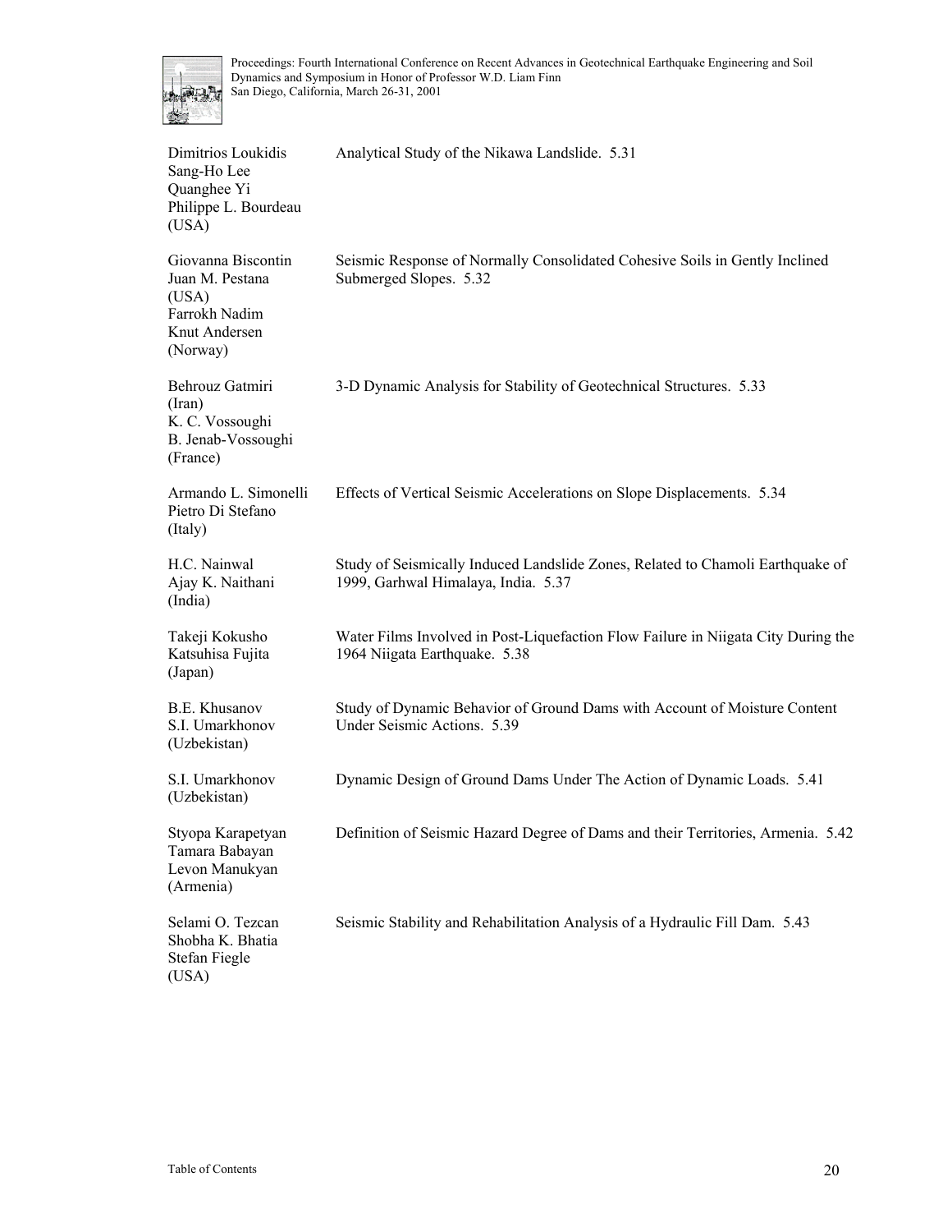| | |
|---|---|
| Dimitrios Loukidis<br>Sang-Ho Lee<br>Quanghee Yi<br>Philippe L. Bourdeau<br>(USA) | Analytical Study of the Nikawa Landslide. 5.31 |
| Giovanna Biscontin<br>Juan M. Pestana<br>(USA)<br>Farrokh Nadim<br>Knut Andersen<br>(Norway) | Seismic Response of Normally Consolidated Cohesive Soils in Gently Inclined Submerged Slopes. 5.32 |
| Behrouz Gatmiri<br>(Iran)<br>K. C. Vossoughi<br>B. Jenab-Vossoughi<br>(France) | 3-D Dynamic Analysis for Stability of Geotechnical Structures. 5.33 |
| Armando L. Simonelli<br>Pietro Di Stefano<br>(Italy) | Effects of Vertical Seismic Accelerations on Slope Displacements. 5.34 |
| H.C. Nainwal<br>Ajay K. Naithani<br>(India) | Study of Seismically Induced Landslide Zones, Related to Chamoli Earthquake of 1999, Garhwal Himalaya, India. 5.37 |
| Takeji Kokusho<br>Katsuhisa Fujita<br>(Japan) | Water Films Involved in Post-Liquefaction Flow Failure in Niigata City During the 1964 Niigata Earthquake. 5.38 |
| B.E. Khusanov<br>S.I. Umarkhonov<br>(Uzbekistan) | Study of Dynamic Behavior of Ground Dams with Account of Moisture Content Under Seismic Actions. 5.39 |
| S.I. Umarkhonov<br>(Uzbekistan) | Dynamic Design of Ground Dams Under The Action of Dynamic Loads. 5.41 |
| Styopa Karapetyan<br>Tamara Babayan<br>Levon Manukyan<br>(Armenia) | Definition of Seismic Hazard Degree of Dams and their Territories, Armenia. 5.42 |
| Selami O. Tezcan<br>Shobha K. Bhatia<br>Stefan Fiegle<br>(USA) | Seismic Stability and Rehabilitation Analysis of a Hydraulic Fill Dam. 5.43 |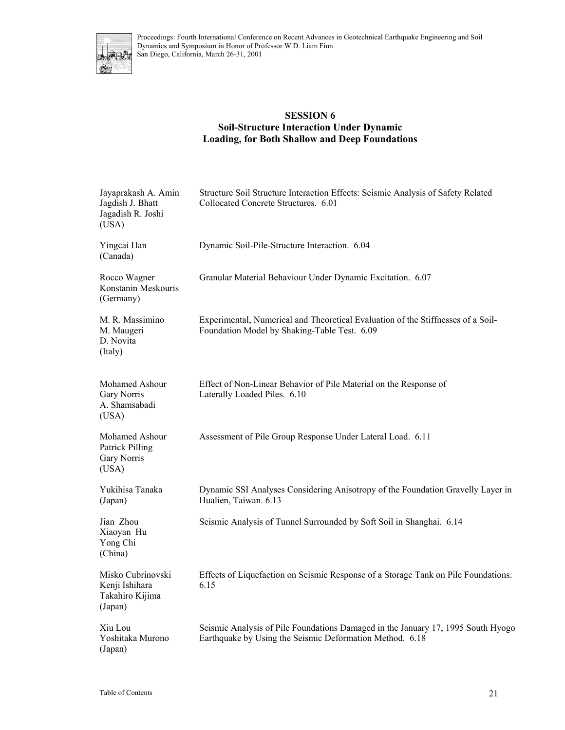## SESSION 6
## Soil-Structure Interaction Under Dynamic Loading, for Both Shallow and Deep Foundations

| Authors | Title |
|---|---|
| Jayaprakash A. Amin<br>Jagdish J. Bhatt<br>Jagadish R. Joshi<br>(USA) | Structure Soil Structure Interaction Effects: Seismic Analysis of Safety Related Collocated Concrete Structures. 6.01 |
| Yingcai Han<br>(Canada) | Dynamic Soil-Pile-Structure Interaction. 6.04 |
| Rocco Wagner<br>Konstanin Meskouris<br>(Germany) | Granular Material Behaviour Under Dynamic Excitation. 6.07 |
| M. R. Massimino<br>M. Maugeri<br>D. Novita<br>(Italy) | Experimental, Numerical and Theoretical Evaluation of the Stiffnesses of a Soil-Foundation Model by Shaking-Table Test. 6.09 |
| Mohamed Ashour<br>Gary Norris<br>A. Shamsabadi<br>(USA) | Effect of Non-Linear Behavior of Pile Material on the Response of Laterally Loaded Piles. 6.10 |
| Mohamed Ashour<br>Patrick Pilling<br>Gary Norris<br>(USA) | Assessment of Pile Group Response Under Lateral Load. 6.11 |
| Yukihisa Tanaka<br>(Japan) | Dynamic SSI Analyses Considering Anisotropy of the Foundation Gravelly Layer in Hualien, Taiwan. 6.13 |
| Jian Zhou<br>Xiaoyan Hu<br>Yong Chi<br>(China) | Seismic Analysis of Tunnel Surrounded by Soft Soil in Shanghai. 6.14 |
| Misko Cubrinovski<br>Kenji Ishihara<br>Takahiro Kijima<br>(Japan) | Effects of Liquefaction on Seismic Response of a Storage Tank on Pile Foundations. 6.15 |
| Xiu Lou<br>Yoshitaka Murono<br>(Japan) | Seismic Analysis of Pile Foundations Damaged in the January 17, 1995 South Hyogo Earthquake by Using the Seismic Deformation Method. 6.18 |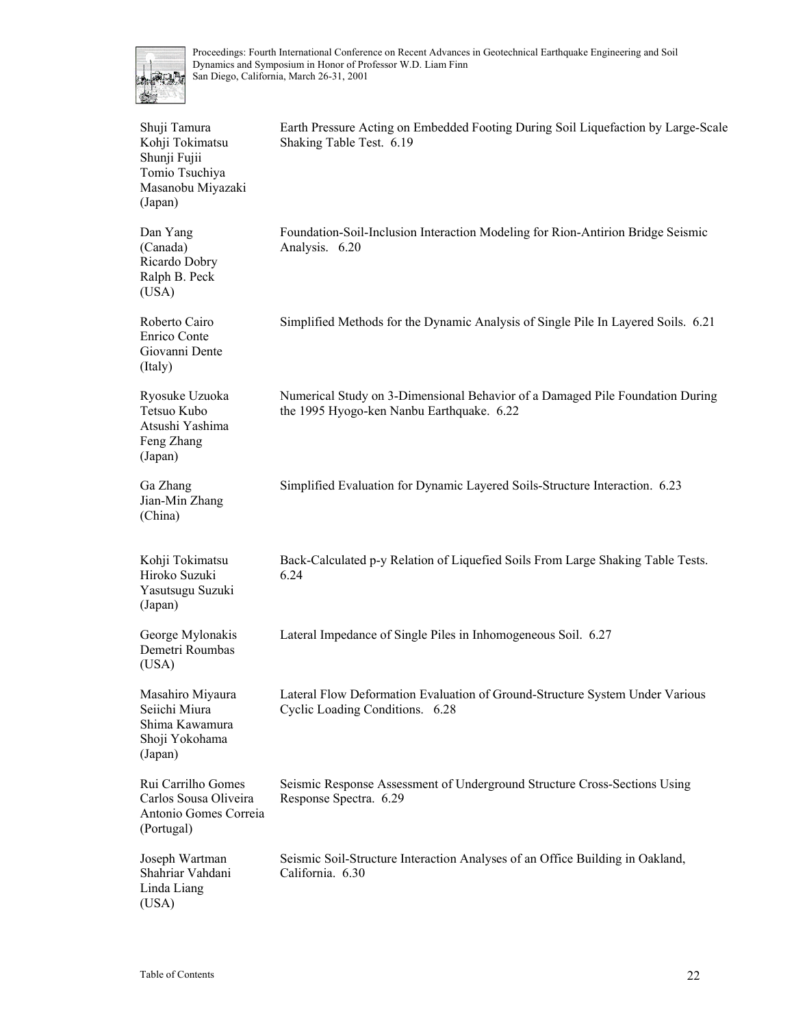Shuji Tamura
Kohji Tokimatsu
Shunji Fujii
Tomio Tsuchiya
Masanobu Miyazaki
(Japan)

Earth Pressure Acting on Embedded Footing During Soil Liquefaction by Large-Scale Shaking Table Test. 6.19

Dan Yang
(Canada)
Ricardo Dobry
Ralph B. Peck
(USA)

Foundation-Soil-Inclusion Interaction Modeling for Rion-Antirion Bridge Seismic Analysis. 6.20

Roberto Cairo
Enrico Conte
Giovanni Dente
(Italy)

Simplified Methods for the Dynamic Analysis of Single Pile In Layered Soils. 6.21

Ryosuke Uzuoka
Tetsuo Kubo
Atsushi Yashima
Feng Zhang
(Japan)

Numerical Study on 3-Dimensional Behavior of a Damaged Pile Foundation During the 1995 Hyogo-ken Nanbu Earthquake. 6.22

Ga Zhang
Jian-Min Zhang
(China)

Simplified Evaluation for Dynamic Layered Soils-Structure Interaction. 6.23

Kohji Tokimatsu
Hiroko Suzuki
Yasutsugu Suzuki
(Japan)

Back-Calculated p-y Relation of Liquefied Soils From Large Shaking Table Tests. 6.24

George Mylonakis
Demetri Roumbas
(USA)

Lateral Impedance of Single Piles in Inhomogeneous Soil. 6.27

Masahiro Miyaura
Seiichi Miura
Shima Kawamura
Shoji Yokohama
(Japan)

Lateral Flow Deformation Evaluation of Ground-Structure System Under Various Cyclic Loading Conditions. 6.28

Rui Carrilho Gomes
Carlos Sousa Oliveira
Antonio Gomes Correia
(Portugal)

Seismic Response Assessment of Underground Structure Cross-Sections Using Response Spectra. 6.29

Joseph Wartman
Shahriar Vahdani
Linda Liang
(USA)

Seismic Soil-Structure Interaction Analyses of an Office Building in Oakland, California. 6.30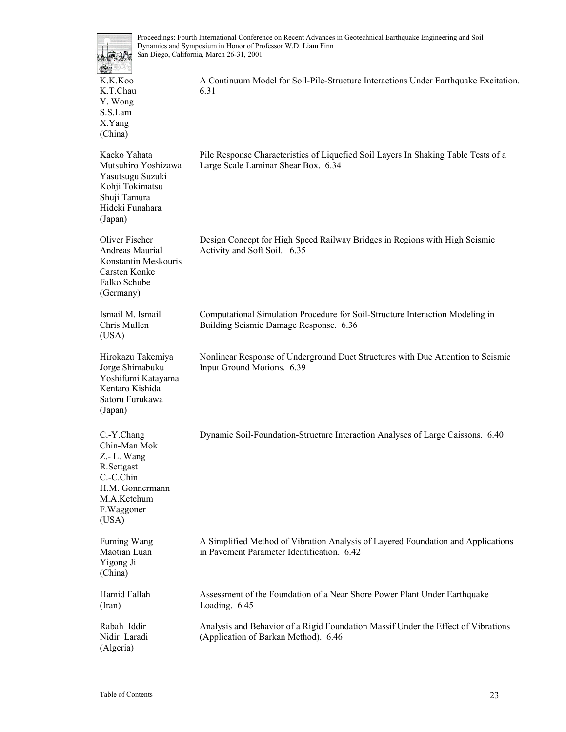K.K.Koo
K.T.Chau
Y. Wong
S.S.Lam
X.Yang
(China)

A Continuum Model for Soil-Pile-Structure Interactions Under Earthquake Excitation. 6.31

Kaeko Yahata
Mutsuhiro Yoshizawa
Yasutsugu Suzuki
Kohji Tokimatsu
Shuji Tamura
Hideki Funahara
(Japan)

Pile Response Characteristics of Liquefied Soil Layers In Shaking Table Tests of a Large Scale Laminar Shear Box. 6.34

Oliver Fischer
Andreas Maurial
Konstantin Meskouris
Carsten Konke
Falko Schube
(Germany)

Design Concept for High Speed Railway Bridges in Regions with High Seismic Activity and Soft Soil. 6.35

Ismail M. Ismail
Chris Mullen
(USA)

Computational Simulation Procedure for Soil-Structure Interaction Modeling in Building Seismic Damage Response. 6.36

Hirokazu Takemiya
Jorge Shimabuku
Yoshifumi Katayama
Kentaro Kishida
Satoru Furukawa
(Japan)

Nonlinear Response of Underground Duct Structures with Due Attention to Seismic Input Ground Motions. 6.39

C.-Y.Chang
Chin-Man Mok
Z.- L. Wang
R.Settgast
C.-C.Chin
H.M. Gonnermann
M.A.Ketchum
F.Waggoner
(USA)

Dynamic Soil-Foundation-Structure Interaction Analyses of Large Caissons. 6.40

Fuming Wang
Maotian Luan
Yigong Ji
(China)

A Simplified Method of Vibration Analysis of Layered Foundation and Applications in Pavement Parameter Identification. 6.42

Hamid Fallah
(Iran)

Assessment of the Foundation of a Near Shore Power Plant Under Earthquake Loading. 6.45

Rabah Iddir
Nidir Laradi
(Algeria)

Analysis and Behavior of a Rigid Foundation Massif Under the Effect of Vibrations (Application of Barkan Method). 6.46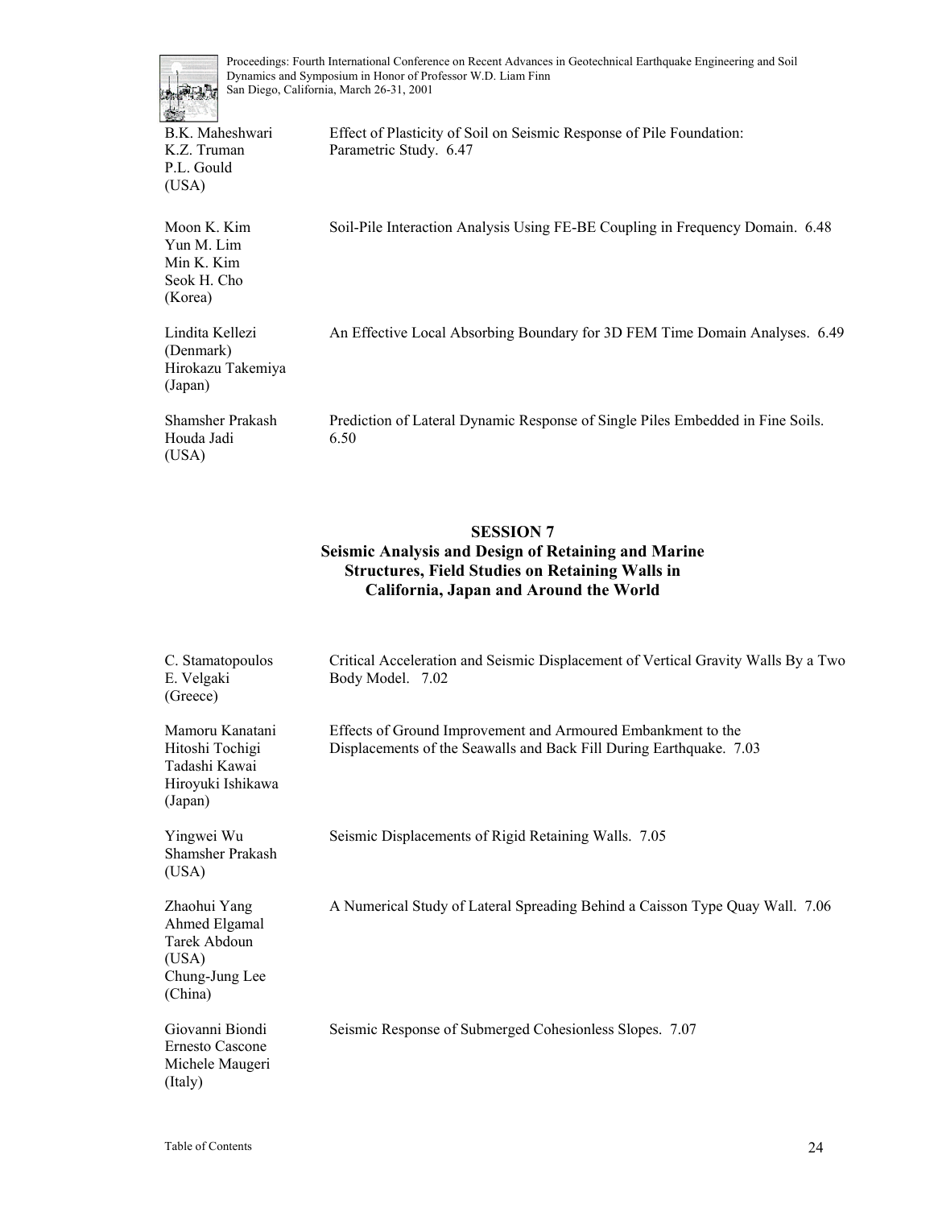B.K. Maheshwari
K.Z. Truman
P.L. Gould
(USA)

Effect of Plasticity of Soil on Seismic Response of Pile Foundation: Parametric Study. 6.47

Moon K. Kim
Yun M. Lim
Min K. Kim
Seok H. Cho
(Korea)

Soil-Pile Interaction Analysis Using FE-BE Coupling in Frequency Domain. 6.48

Lindita Kellezi
(Denmark)
Hirokazu Takemiya
(Japan)

An Effective Local Absorbing Boundary for 3D FEM Time Domain Analyses. 6.49

Shamsher Prakash
Houda Jadi
(USA)

Prediction of Lateral Dynamic Response of Single Piles Embedded in Fine Soils. 6.50

## SESSION 7
## Seismic Analysis and Design of Retaining and Marine Structures, Field Studies on Retaining Walls in California, Japan and Around the World

C. Stamatopoulos
E. Velgaki
(Greece)

Critical Acceleration and Seismic Displacement of Vertical Gravity Walls By a Two Body Model. 7.02

Mamoru Kanatani
Hitoshi Tochigi
Tadashi Kawai
Hiroyuki Ishikawa
(Japan)

Effects of Ground Improvement and Armoured Embankment to the Displacements of the Seawalls and Back Fill During Earthquake. 7.03

Yingwei Wu
Shamsher Prakash
(USA)

Seismic Displacements of Rigid Retaining Walls. 7.05

Zhaohui Yang
Ahmed Elgamal
Tarek Abdoun
(USA)
Chung-Jung Lee
(China)

A Numerical Study of Lateral Spreading Behind a Caisson Type Quay Wall. 7.06

Giovanni Biondi
Ernesto Cascone
Michele Maugeri
(Italy)

Seismic Response of Submerged Cohesionless Slopes. 7.07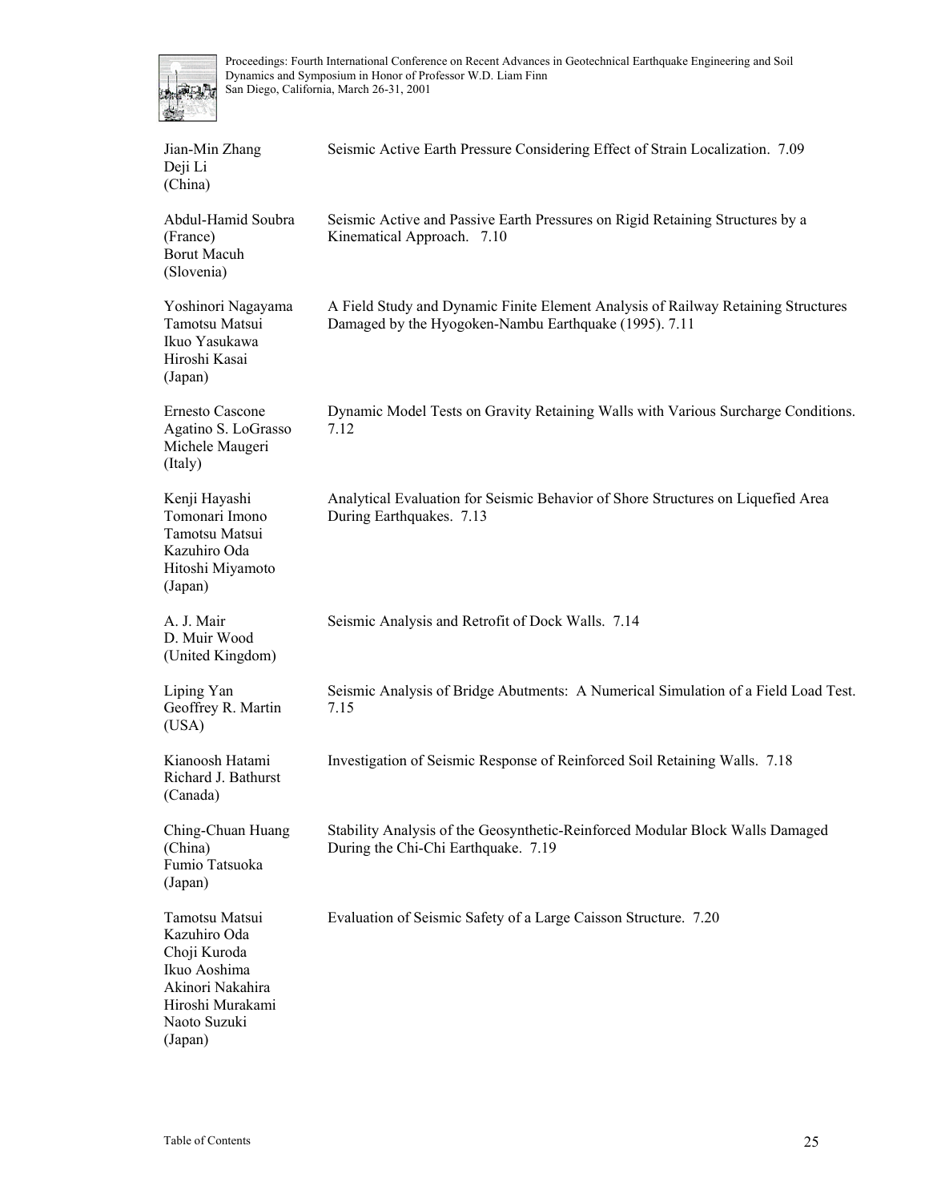| | |
|---|---|
| Jian-Min Zhang<br>Deji Li<br>(China) | Seismic Active Earth Pressure Considering Effect of Strain Localization. 7.09 |
| Abdul-Hamid Soubra<br>(France)<br>Borut Macuh<br>(Slovenia) | Seismic Active and Passive Earth Pressures on Rigid Retaining Structures by a Kinematical Approach. 7.10 |
| Yoshinori Nagayama<br>Tamotsu Matsui<br>Ikuo Yasukawa<br>Hiroshi Kasai<br>(Japan) | A Field Study and Dynamic Finite Element Analysis of Railway Retaining Structures Damaged by the Hyogoken-Nambu Earthquake (1995). 7.11 |
| Ernesto Cascone<br>Agatino S. LoGrasso<br>Michele Maugeri<br>(Italy) | Dynamic Model Tests on Gravity Retaining Walls with Various Surcharge Conditions. 7.12 |
| Kenji Hayashi<br>Tomonari Imono<br>Tamotsu Matsui<br>Kazuhiro Oda<br>Hitoshi Miyamoto<br>(Japan) | Analytical Evaluation for Seismic Behavior of Shore Structures on Liquefied Area During Earthquakes. 7.13 |
| A. J. Mair<br>D. Muir Wood<br>(United Kingdom) | Seismic Analysis and Retrofit of Dock Walls. 7.14 |
| Liping Yan<br>Geoffrey R. Martin<br>(USA) | Seismic Analysis of Bridge Abutments: A Numerical Simulation of a Field Load Test. 7.15 |
| Kianoosh Hatami<br>Richard J. Bathurst<br>(Canada) | Investigation of Seismic Response of Reinforced Soil Retaining Walls. 7.18 |
| Ching-Chuan Huang<br>(China)<br>Fumio Tatsuoka<br>(Japan) | Stability Analysis of the Geosynthetic-Reinforced Modular Block Walls Damaged During the Chi-Chi Earthquake. 7.19 |
| Tamotsu Matsui<br>Kazuhiro Oda<br>Choji Kuroda<br>Ikuo Aoshima<br>Akinori Nakahira<br>Hiroshi Murakami<br>Naoto Suzuki<br>(Japan) | Evaluation of Seismic Safety of a Large Caisson Structure. 7.20 |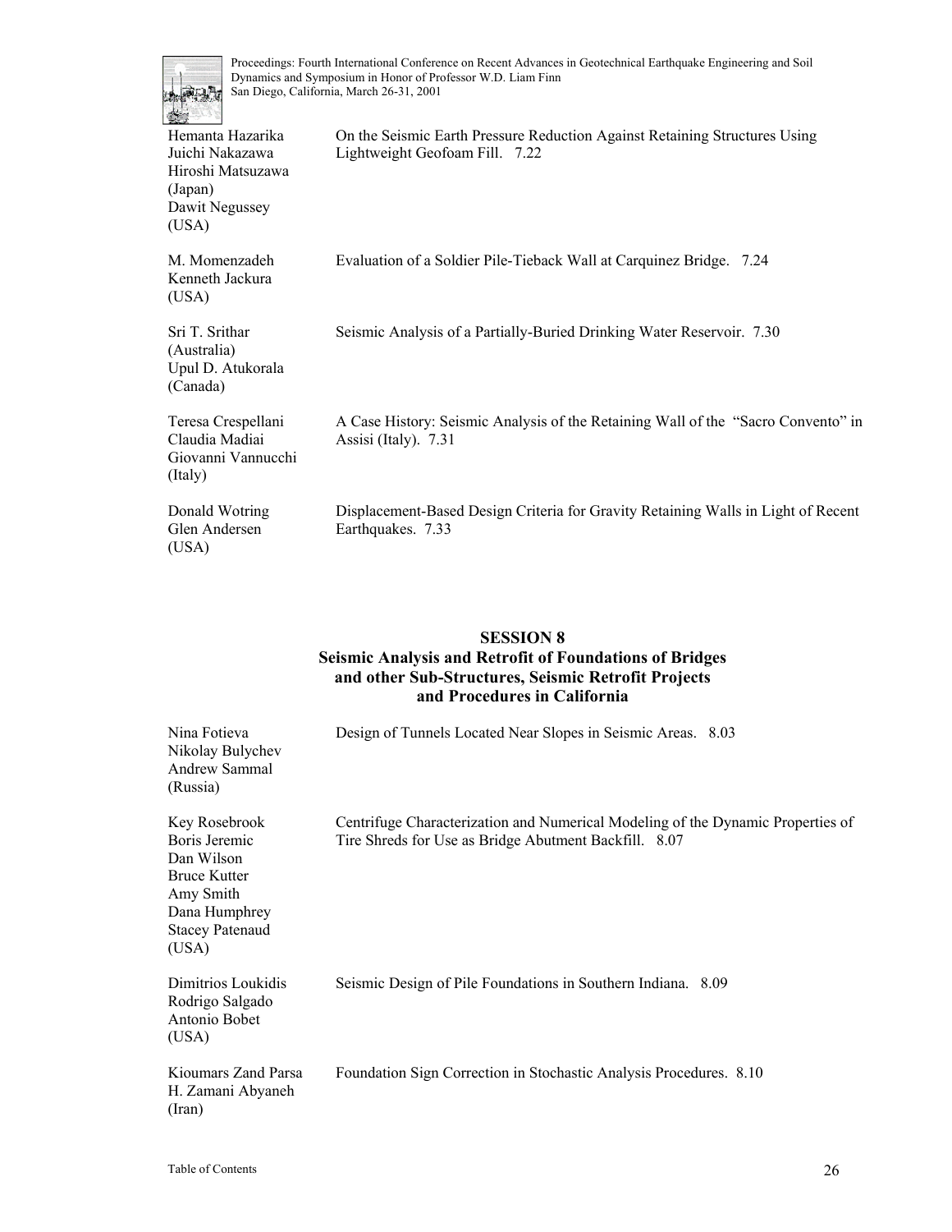Hemanta Hazarika
Juichi Nakazawa
Hiroshi Matsuzawa
(Japan)
Dawit Negussey
(USA)

On the Seismic Earth Pressure Reduction Against Retaining Structures Using Lightweight Geofoam Fill. 7.22

M. Momenzadeh
Kenneth Jackura
(USA)

Evaluation of a Soldier Pile-Tieback Wall at Carquinez Bridge. 7.24

Sri T. Srithar
(Australia)
Upul D. Atukorala
(Canada)

Seismic Analysis of a Partially-Buried Drinking Water Reservoir. 7.30

Teresa Crespellani
Claudia Madiai
Giovanni Vannucchi
(Italy)

A Case History: Seismic Analysis of the Retaining Wall of the "Sacro Convento" in Assisi (Italy). 7.31

Donald Wotring
Glen Andersen
(USA)

Displacement-Based Design Criteria for Gravity Retaining Walls in Light of Recent Earthquakes. 7.33

## SESSION 8
## Seismic Analysis and Retrofit of Foundations of Bridges and other Sub-Structures, Seismic Retrofit Projects and Procedures in California

Nina Fotieva
Nikolay Bulychev
Andrew Sammal
(Russia)

Design of Tunnels Located Near Slopes in Seismic Areas. 8.03

Key Rosebrook
Boris Jeremic
Dan Wilson
Bruce Kutter
Amy Smith
Dana Humphrey
Stacey Patenaud
(USA)

Centrifuge Characterization and Numerical Modeling of the Dynamic Properties of Tire Shreds for Use as Bridge Abutment Backfill. 8.07

Dimitrios Loukidis
Rodrigo Salgado
Antonio Bobet
(USA)

Seismic Design of Pile Foundations in Southern Indiana. 8.09

Kioumars Zand Parsa
H. Zamani Abyaneh
(Iran)

Foundation Sign Correction in Stochastic Analysis Procedures. 8.10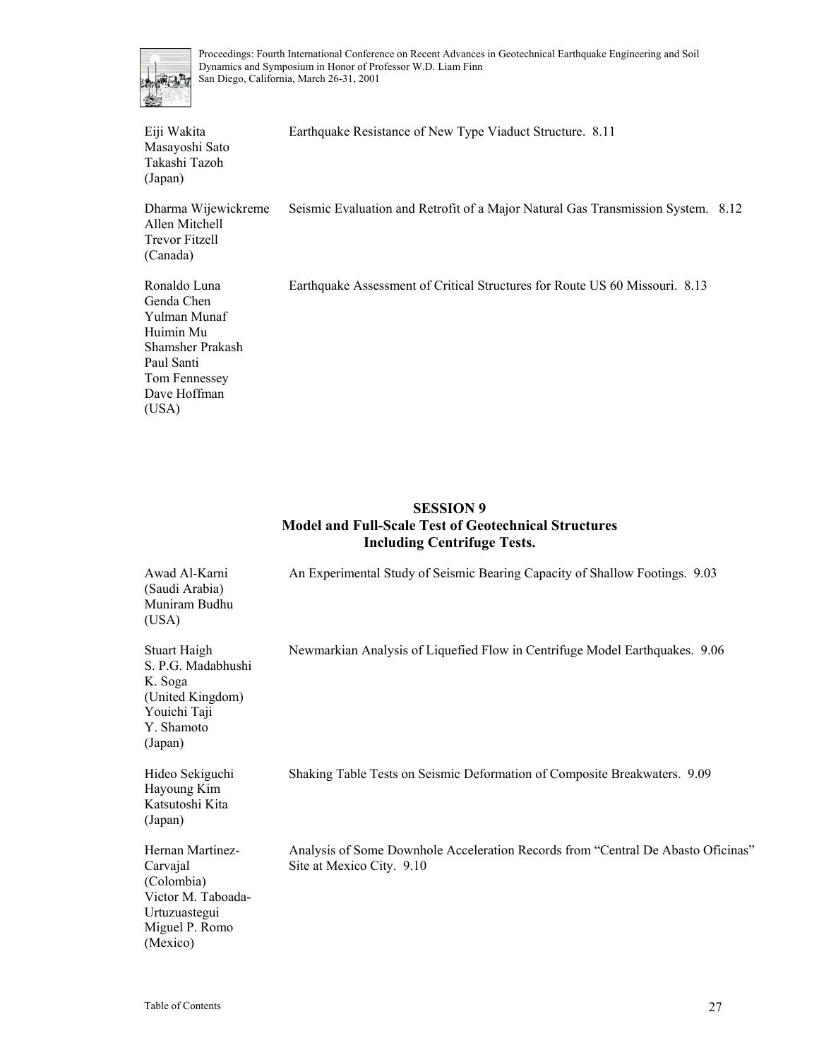Eiji Wakita
Masayoshi Sato
Takashi Tazoh
(Japan)

Earthquake Resistance of New Type Viaduct Structure. 8.11

Dharma Wijewickreme
Allen Mitchell
Trevor Fitzell
(Canada)

Seismic Evaluation and Retrofit of a Major Natural Gas Transmission System. 8.12

Ronaldo Luna
Genda Chen
Yulman Munaf
Huimin Mu
Shamsher Prakash
Paul Santi
Tom Fennessey
Dave Hoffman
(USA)

Earthquake Assessment of Critical Structures for Route US 60 Missouri. 8.13

## SESSION 9
## Model and Full-Scale Test of Geotechnical Structures Including Centrifuge Tests.

Awad Al-Karni
(Saudi Arabia)
Muniram Budhu
(USA)

An Experimental Study of Seismic Bearing Capacity of Shallow Footings. 9.03

Stuart Haigh
S. P.G. Madabhushi
K. Soga
(United Kingdom)
Youichi Taji
Y. Shamoto
(Japan)

Newmarkian Analysis of Liquefied Flow in Centrifuge Model Earthquakes. 9.06

Hideo Sekiguchi
Hayoung Kim
Katsutoshi Kita
(Japan)

Shaking Table Tests on Seismic Deformation of Composite Breakwaters. 9.09

Hernan Martinez-Carvajal
(Colombia)
Victor M. Taboada-Urtuzuastegui
Miguel P. Romo
(Mexico)

Analysis of Some Downhole Acceleration Records from "Central De Abasto Oficinas" Site at Mexico City. 9.10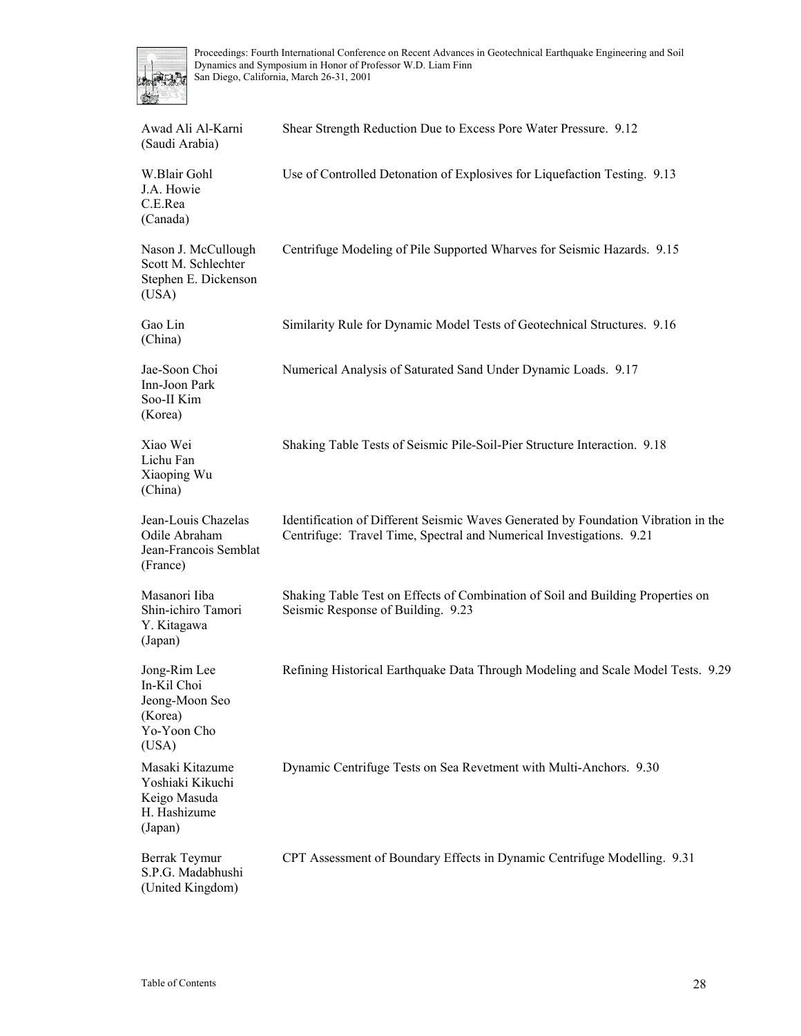| | |
|---|---|
| Awad Ali Al-Karni<br>(Saudi Arabia) | Shear Strength Reduction Due to Excess Pore Water Pressure. 9.12 |
| W.Blair Gohl<br>J.A. Howie<br>C.E.Rea<br>(Canada) | Use of Controlled Detonation of Explosives for Liquefaction Testing. 9.13 |
| Nason J. McCullough<br>Scott M. Schlechter<br>Stephen E. Dickenson<br>(USA) | Centrifuge Modeling of Pile Supported Wharves for Seismic Hazards. 9.15 |
| Gao Lin<br>(China) | Similarity Rule for Dynamic Model Tests of Geotechnical Structures. 9.16 |
| Jae-Soon Choi<br>Inn-Joon Park<br>Soo-II Kim<br>(Korea) | Numerical Analysis of Saturated Sand Under Dynamic Loads. 9.17 |
| Xiao Wei<br>Lichu Fan<br>Xiaoping Wu<br>(China) | Shaking Table Tests of Seismic Pile-Soil-Pier Structure Interaction. 9.18 |
| Jean-Louis Chazelas<br>Odile Abraham<br>Jean-Francois Semblat<br>(France) | Identification of Different Seismic Waves Generated by Foundation Vibration in the Centrifuge: Travel Time, Spectral and Numerical Investigations. 9.21 |
| Masanori Iiba<br>Shin-ichiro Tamori<br>Y. Kitagawa<br>(Japan) | Shaking Table Test on Effects of Combination of Soil and Building Properties on Seismic Response of Building. 9.23 |
| Jong-Rim Lee<br>In-Kil Choi<br>Jeong-Moon Seo<br>(Korea)<br>Yo-Yoon Cho<br>(USA) | Refining Historical Earthquake Data Through Modeling and Scale Model Tests. 9.29 |
| Masaki Kitazume<br>Yoshiaki Kikuchi<br>Keigo Masuda<br>H. Hashizume<br>(Japan) | Dynamic Centrifuge Tests on Sea Revetment with Multi-Anchors. 9.30 |
| Berrak Teymur<br>S.P.G. Madabhushi<br>(United Kingdom) | CPT Assessment of Boundary Effects in Dynamic Centrifuge Modelling. 9.31 |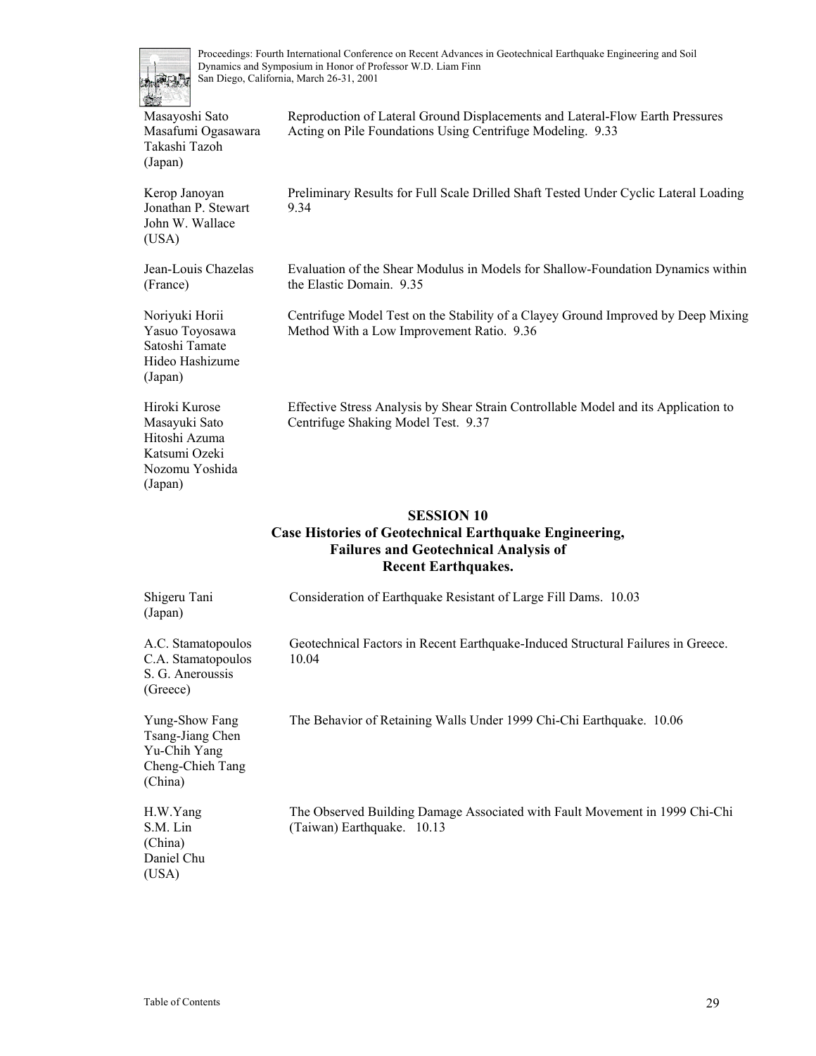Masayoshi Sato
Masafumi Ogasawara
Takashi Tazoh
(Japan)

Reproduction of Lateral Ground Displacements and Lateral-Flow Earth Pressures Acting on Pile Foundations Using Centrifuge Modeling. 9.33

Kerop Janoyan
Jonathan P. Stewart
John W. Wallace
(USA)

Preliminary Results for Full Scale Drilled Shaft Tested Under Cyclic Lateral Loading 9.34

Jean-Louis Chazelas
(France)

Evaluation of the Shear Modulus in Models for Shallow-Foundation Dynamics within the Elastic Domain. 9.35

Noriyuki Horii
Yasuo Toyosawa
Satoshi Tamate
Hideo Hashizume
(Japan)

Centrifuge Model Test on the Stability of a Clayey Ground Improved by Deep Mixing Method With a Low Improvement Ratio. 9.36

Hiroki Kurose
Masayuki Sato
Hitoshi Azuma
Katsumi Ozeki
Nozomu Yoshida
(Japan)

Effective Stress Analysis by Shear Strain Controllable Model and its Application to Centrifuge Shaking Model Test. 9.37

## SESSION 10
## Case Histories of Geotechnical Earthquake Engineering, Failures and Geotechnical Analysis of Recent Earthquakes.

Shigeru Tani
(Japan)

Consideration of Earthquake Resistant of Large Fill Dams. 10.03

A.C. Stamatopoulos
C.A. Stamatopoulos
S. G. Aneroussis
(Greece)

Geotechnical Factors in Recent Earthquake-Induced Structural Failures in Greece. 10.04

Yung-Show Fang
Tsang-Jiang Chen
Yu-Chih Yang
Cheng-Chieh Tang
(China)

The Behavior of Retaining Walls Under 1999 Chi-Chi Earthquake. 10.06

H.W.Yang
S.M. Lin
(China)
Daniel Chu
(USA)

The Observed Building Damage Associated with Fault Movement in 1999 Chi-Chi (Taiwan) Earthquake. 10.13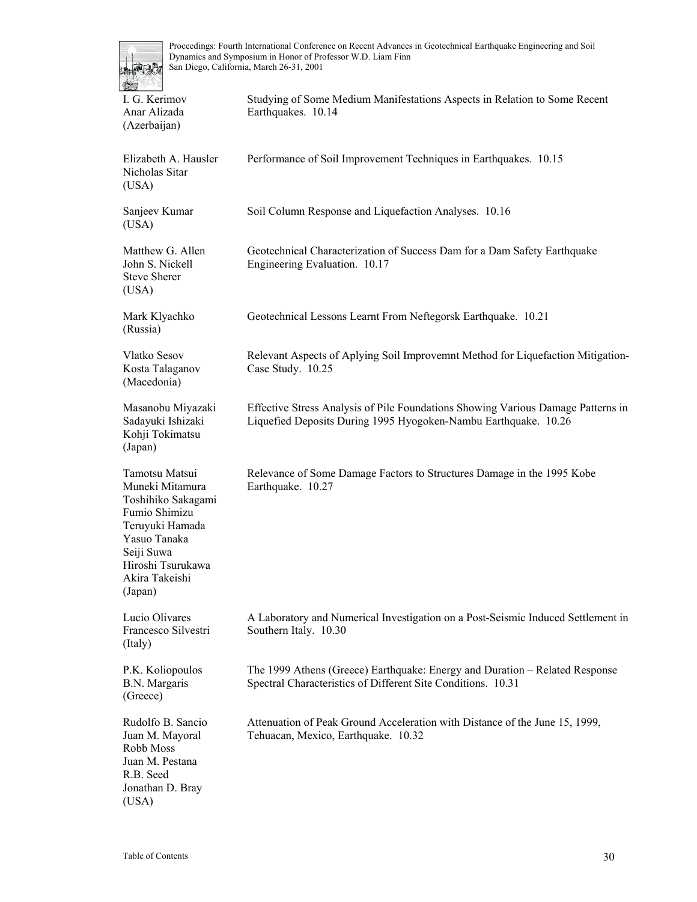I. G. Kerimov
Anar Alizada
(Azerbaijan)

Studying of Some Medium Manifestations Aspects in Relation to Some Recent Earthquakes. 10.14

Elizabeth A. Hausler
Nicholas Sitar
(USA)

Performance of Soil Improvement Techniques in Earthquakes. 10.15

Sanjeev Kumar
(USA)

Soil Column Response and Liquefaction Analyses. 10.16

Matthew G. Allen
John S. Nickell
Steve Sherer
(USA)

Geotechnical Characterization of Success Dam for a Dam Safety Earthquake Engineering Evaluation. 10.17

Mark Klyachko
(Russia)

Geotechnical Lessons Learnt From Neftegorsk Earthquake. 10.21

Vlatko Sesov
Kosta Talaganov
(Macedonia)

Relevant Aspects of Aplying Soil Improvemnt Method for Liquefaction Mitigation-Case Study. 10.25

Masanobu Miyazaki
Sadayuki Ishizaki
Kohji Tokimatsu
(Japan)

Effective Stress Analysis of Pile Foundations Showing Various Damage Patterns in Liquefied Deposits During 1995 Hyogoken-Nambu Earthquake. 10.26

Tamotsu Matsui
Muneki Mitamura
Toshihiko Sakagami
Fumio Shimizu
Teruyuki Hamada
Yasuo Tanaka
Seiji Suwa
Hiroshi Tsurukawa
Akira Takeishi
(Japan)

Relevance of Some Damage Factors to Structures Damage in the 1995 Kobe Earthquake. 10.27

Lucio Olivares
Francesco Silvestri
(Italy)

A Laboratory and Numerical Investigation on a Post-Seismic Induced Settlement in Southern Italy. 10.30

P.K. Koliopoulos
B.N. Margaris
(Greece)

The 1999 Athens (Greece) Earthquake: Energy and Duration – Related Response Spectral Characteristics of Different Site Conditions. 10.31

Rudolfo B. Sancio
Juan M. Mayoral
Robb Moss
Juan M. Pestana
R.B. Seed
Jonathan D. Bray
(USA)

Attenuation of Peak Ground Acceleration with Distance of the June 15, 1999, Tehuacan, Mexico, Earthquake. 10.32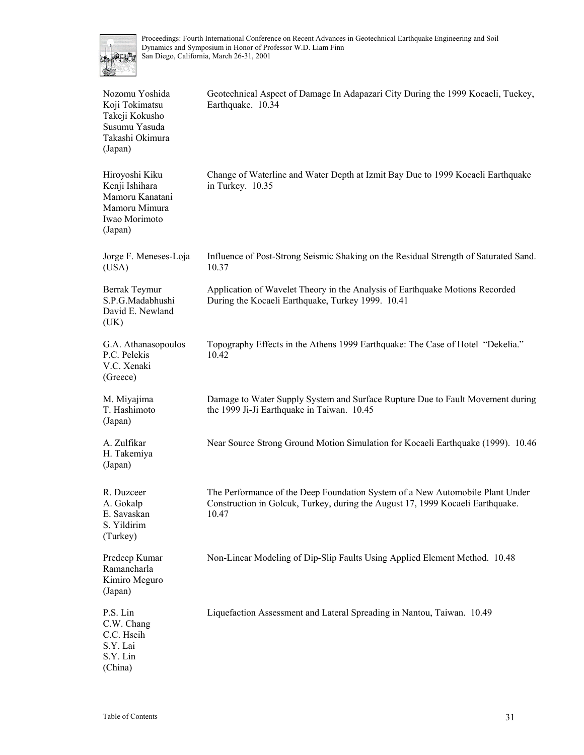| | |
|---|---|
| Nozomu Yoshida<br>Koji Tokimatsu<br>Takeji Kokusho<br>Susumu Yasuda<br>Takashi Okimura<br>(Japan) | Geotechnical Aspect of Damage In Adapazari City During the 1999 Kocaeli, Tuekey, Earthquake. 10.34 |
| Hiroyoshi Kiku<br>Kenji Ishihara<br>Mamoru Kanatani<br>Mamoru Mimura<br>Iwao Morimoto<br>(Japan) | Change of Waterline and Water Depth at Izmit Bay Due to 1999 Kocaeli Earthquake in Turkey. 10.35 |
| Jorge F. Meneses-Loja<br>(USA) | Influence of Post-Strong Seismic Shaking on the Residual Strength of Saturated Sand. 10.37 |
| Berrak Teymur<br>S.P.G.Madabhushi<br>David E. Newland<br>(UK) | Application of Wavelet Theory in the Analysis of Earthquake Motions Recorded During the Kocaeli Earthquake, Turkey 1999. 10.41 |
| G.A. Athanasopoulos<br>P.C. Pelekis<br>V.C. Xenaki<br>(Greece) | Topography Effects in the Athens 1999 Earthquake: The Case of Hotel "Dekelia." 10.42 |
| M. Miyajima<br>T. Hashimoto<br>(Japan) | Damage to Water Supply System and Surface Rupture Due to Fault Movement during the 1999 Ji-Ji Earthquake in Taiwan. 10.45 |
| A. Zulfikar<br>H. Takemiya<br>(Japan) | Near Source Strong Ground Motion Simulation for Kocaeli Earthquake (1999). 10.46 |
| R. Duzceer<br>A. Gokalp<br>E. Savaskan<br>S. Yildirim<br>(Turkey) | The Performance of the Deep Foundation System of a New Automobile Plant Under Construction in Golcuk, Turkey, during the August 17, 1999 Kocaeli Earthquake. 10.47 |
| Predeep Kumar<br>Ramancharla<br>Kimiro Meguro<br>(Japan) | Non-Linear Modeling of Dip-Slip Faults Using Applied Element Method. 10.48 |
| P.S. Lin<br>C.W. Chang<br>C.C. Hseih<br>S.Y. Lai<br>S.Y. Lin<br>(China) | Liquefaction Assessment and Lateral Spreading in Nantou, Taiwan. 10.49 |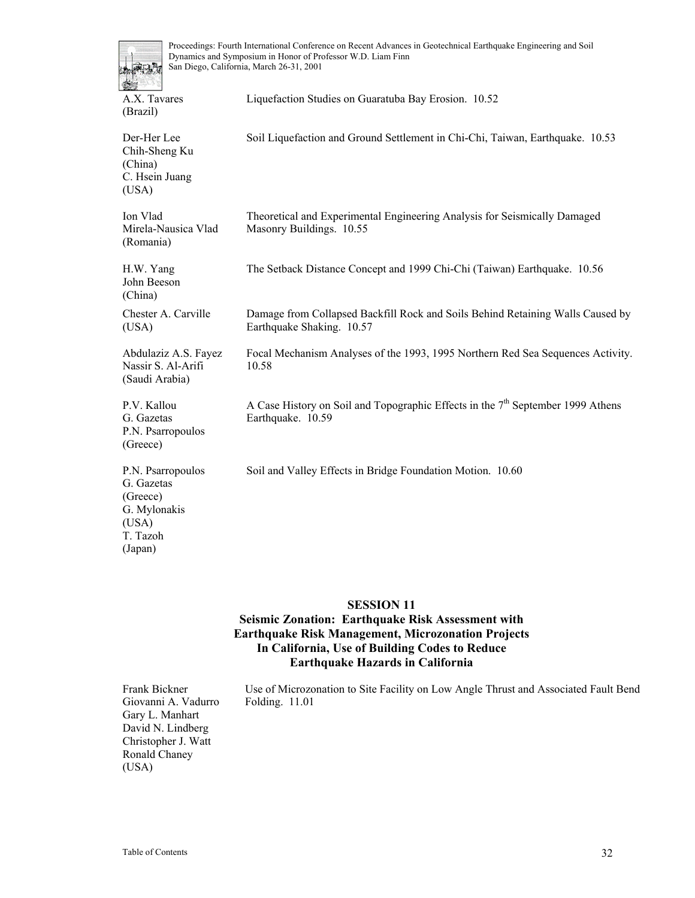A.X. Tavares
(Brazil)

Liquefaction Studies on Guaratuba Bay Erosion. 10.52

Der-Her Lee
Chih-Sheng Ku
(China)
C. Hsein Juang
(USA)

Soil Liquefaction and Ground Settlement in Chi-Chi, Taiwan, Earthquake. 10.53

Ion Vlad
Mirela-Nausica Vlad
(Romania)

Theoretical and Experimental Engineering Analysis for Seismically Damaged Masonry Buildings. 10.55

H.W. Yang
John Beeson
(China)

The Setback Distance Concept and 1999 Chi-Chi (Taiwan) Earthquake. 10.56

Chester A. Carville
(USA)

Damage from Collapsed Backfill Rock and Soils Behind Retaining Walls Caused by Earthquake Shaking. 10.57

Abdulaziz A.S. Fayez
Nassir S. Al-Arifi
(Saudi Arabia)

Focal Mechanism Analyses of the 1993, 1995 Northern Red Sea Sequences Activity. 10.58

P.V. Kallou
G. Gazetas
P.N. Psarropoulos
(Greece)

A Case History on Soil and Topographic Effects in the 7th September 1999 Athens Earthquake. 10.59

P.N. Psarropoulos
G. Gazetas
(Greece)
G. Mylonakis
(USA)
T. Tazoh
(Japan)

Soil and Valley Effects in Bridge Foundation Motion. 10.60

## SESSION 11
## Seismic Zonation: Earthquake Risk Assessment with Earthquake Risk Management, Microzonation Projects In California, Use of Building Codes to Reduce Earthquake Hazards in California

Frank Bickner
Giovanni A. Vadurro
Gary L. Manhart
David N. Lindberg
Christopher J. Watt
Ronald Chaney
(USA)

Use of Microzonation to Site Facility on Low Angle Thrust and Associated Fault Bend Folding. 11.01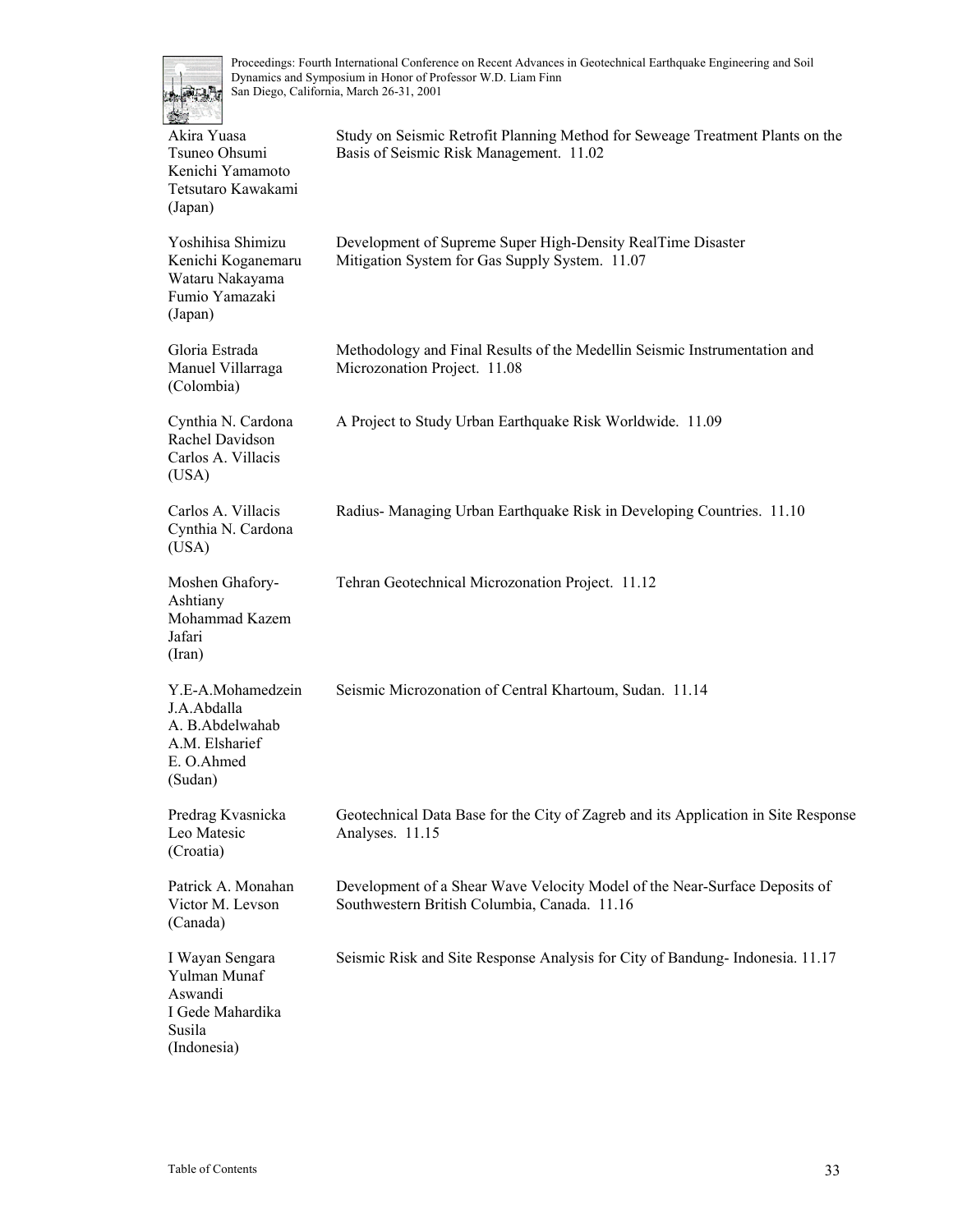| Authors | Title |
|---|---|
| Akira Yuasa<br>Tsuneo Ohsumi<br>Kenichi Yamamoto<br>Tetsutaro Kawakami<br>(Japan) | Study on Seismic Retrofit Planning Method for Seweage Treatment Plants on the Basis of Seismic Risk Management. 11.02 |
| Yoshihisa Shimizu<br>Kenichi Koganemaru<br>Wataru Nakayama<br>Fumio Yamazaki<br>(Japan) | Development of Supreme Super High-Density RealTime Disaster Mitigation System for Gas Supply System. 11.07 |
| Gloria Estrada<br>Manuel Villarraga<br>(Colombia) | Methodology and Final Results of the Medellin Seismic Instrumentation and Microzonation Project. 11.08 |
| Cynthia N. Cardona<br>Rachel Davidson<br>Carlos A. Villacis<br>(USA) | A Project to Study Urban Earthquake Risk Worldwide. 11.09 |
| Carlos A. Villacis<br>Cynthia N. Cardona<br>(USA) | Radius- Managing Urban Earthquake Risk in Developing Countries. 11.10 |
| Moshen Ghafory-Ashtiany<br>Mohammad Kazem Jafari<br>(Iran) | Tehran Geotechnical Microzonation Project. 11.12 |
| Y.E-A.Mohamedzein<br>J.A.Abdalla<br>A. B.Abdelwahab<br>A.M. Elsharief<br>E. O.Ahmed<br>(Sudan) | Seismic Microzonation of Central Khartoum, Sudan. 11.14 |
| Predrag Kvasnicka<br>Leo Matesic<br>(Croatia) | Geotechnical Data Base for the City of Zagreb and its Application in Site Response Analyses. 11.15 |
| Patrick A. Monahan<br>Victor M. Levson<br>(Canada) | Development of a Shear Wave Velocity Model of the Near-Surface Deposits of Southwestern British Columbia, Canada. 11.16 |
| I Wayan Sengara<br>Yulman Munaf<br>Aswandi<br>I Gede Mahardika<br>Susila<br>(Indonesia) | Seismic Risk and Site Response Analysis for City of Bandung- Indonesia. 11.17 |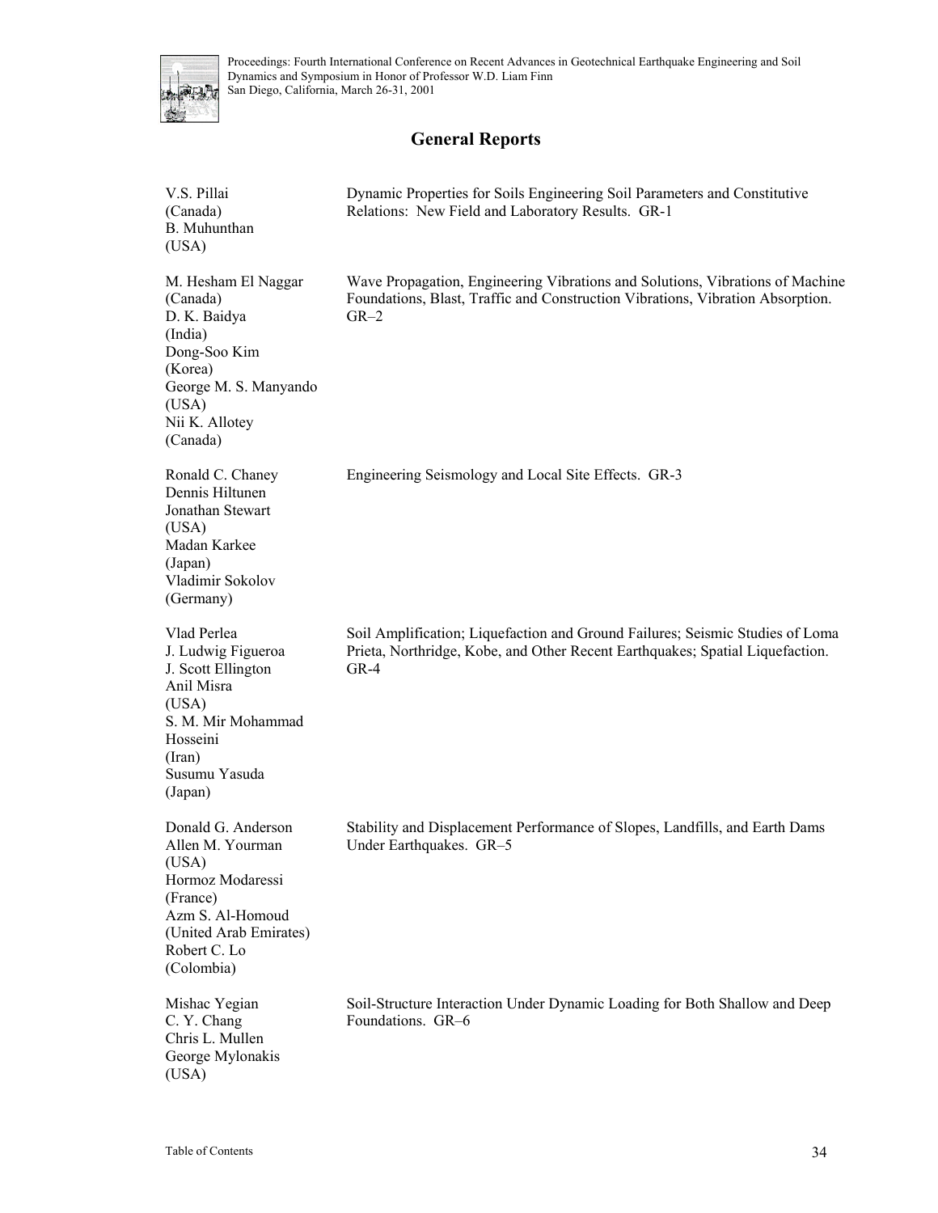## General Reports

| | |
|---|---|
| V.S. Pillai (Canada)<br>B. Muhunthan (USA) | Dynamic Properties for Soils Engineering Soil Parameters and Constitutive Relations: New Field and Laboratory Results. GR-1 |
| M. Hesham El Naggar (Canada)<br>D. K. Baidya (India)<br>Dong-Soo Kim (Korea)<br>George M. S. Manyando (USA)<br>Nii K. Allotey (Canada) | Wave Propagation, Engineering Vibrations and Solutions, Vibrations of Machine Foundations, Blast, Traffic and Construction Vibrations, Vibration Absorption. GR–2 |
| Ronald C. Chaney<br>Dennis Hiltunen<br>Jonathan Stewart (USA)<br>Madan Karkee (Japan)<br>Vladimir Sokolov (Germany) | Engineering Seismology and Local Site Effects. GR-3 |
| Vlad Perlea<br>J. Ludwig Figueroa<br>J. Scott Ellington<br>Anil Misra (USA)<br>S. M. Mir Mohammad Hosseini (Iran)<br>Susumu Yasuda (Japan) | Soil Amplification; Liquefaction and Ground Failures; Seismic Studies of Loma Prieta, Northridge, Kobe, and Other Recent Earthquakes; Spatial Liquefaction. GR-4 |
| Donald G. Anderson<br>Allen M. Yourman (USA)<br>Hormoz Modaressi (France)<br>Azm S. Al-Homoud (United Arab Emirates)<br>Robert C. Lo (Colombia) | Stability and Displacement Performance of Slopes, Landfills, and Earth Dams Under Earthquakes. GR–5 |
| Mishac Yegian<br>C. Y. Chang<br>Chris L. Mullen<br>George Mylonakis (USA) | Soil-Structure Interaction Under Dynamic Loading for Both Shallow and Deep Foundations. GR–6 |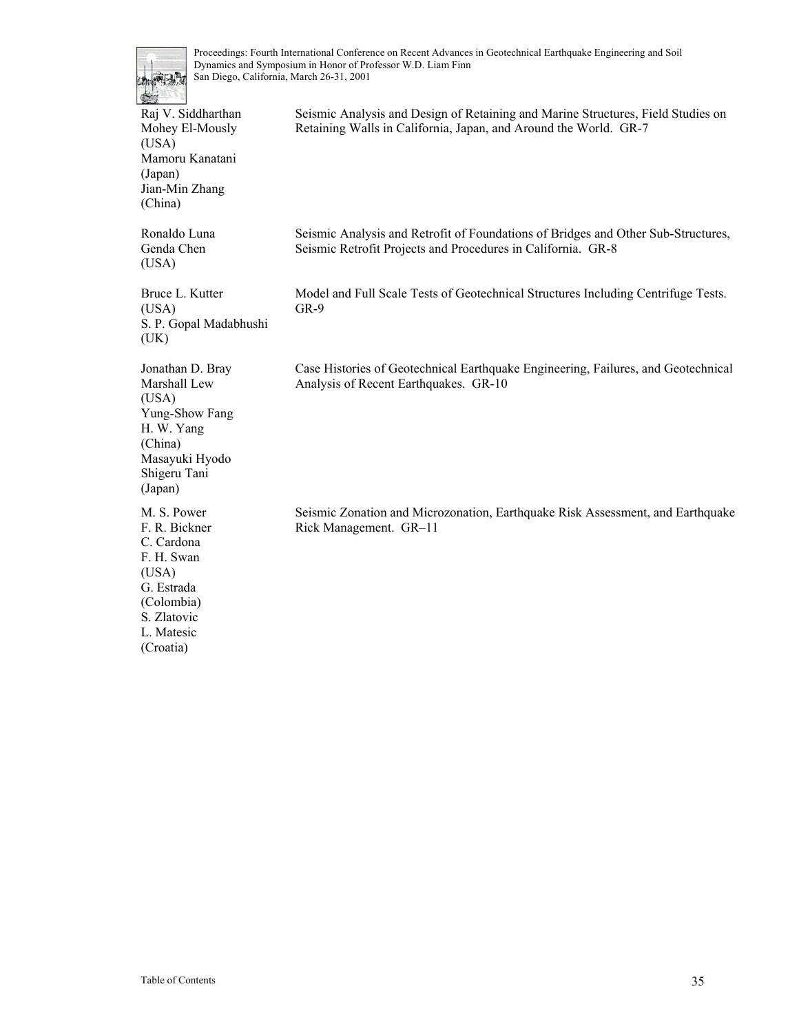| | |
|---|---|
| Raj V. Siddharthan<br>Mohey El-Mously<br>(USA)<br>Mamoru Kanatani<br>(Japan)<br>Jian-Min Zhang<br>(China) | Seismic Analysis and Design of Retaining and Marine Structures, Field Studies on Retaining Walls in California, Japan, and Around the World. GR-7 |
| Ronaldo Luna<br>Genda Chen<br>(USA) | Seismic Analysis and Retrofit of Foundations of Bridges and Other Sub-Structures, Seismic Retrofit Projects and Procedures in California. GR-8 |
| Bruce L. Kutter<br>(USA)<br>S. P. Gopal Madabhushi<br>(UK) | Model and Full Scale Tests of Geotechnical Structures Including Centrifuge Tests. GR-9 |
| Jonathan D. Bray<br>Marshall Lew<br>(USA)<br>Yung-Show Fang<br>H. W. Yang<br>(China)<br>Masayuki Hyodo<br>Shigeru Tani<br>(Japan) | Case Histories of Geotechnical Earthquake Engineering, Failures, and Geotechnical Analysis of Recent Earthquakes. GR-10 |
| M. S. Power<br>F. R. Bickner<br>C. Cardona<br>F. H. Swan<br>(USA)<br>G. Estrada<br>(Colombia)<br>S. Zlatovic<br>L. Matesic<br>(Croatia) | Seismic Zonation and Microzonation, Earthquake Risk Assessment, and Earthquake Rick Management. GR–11 |